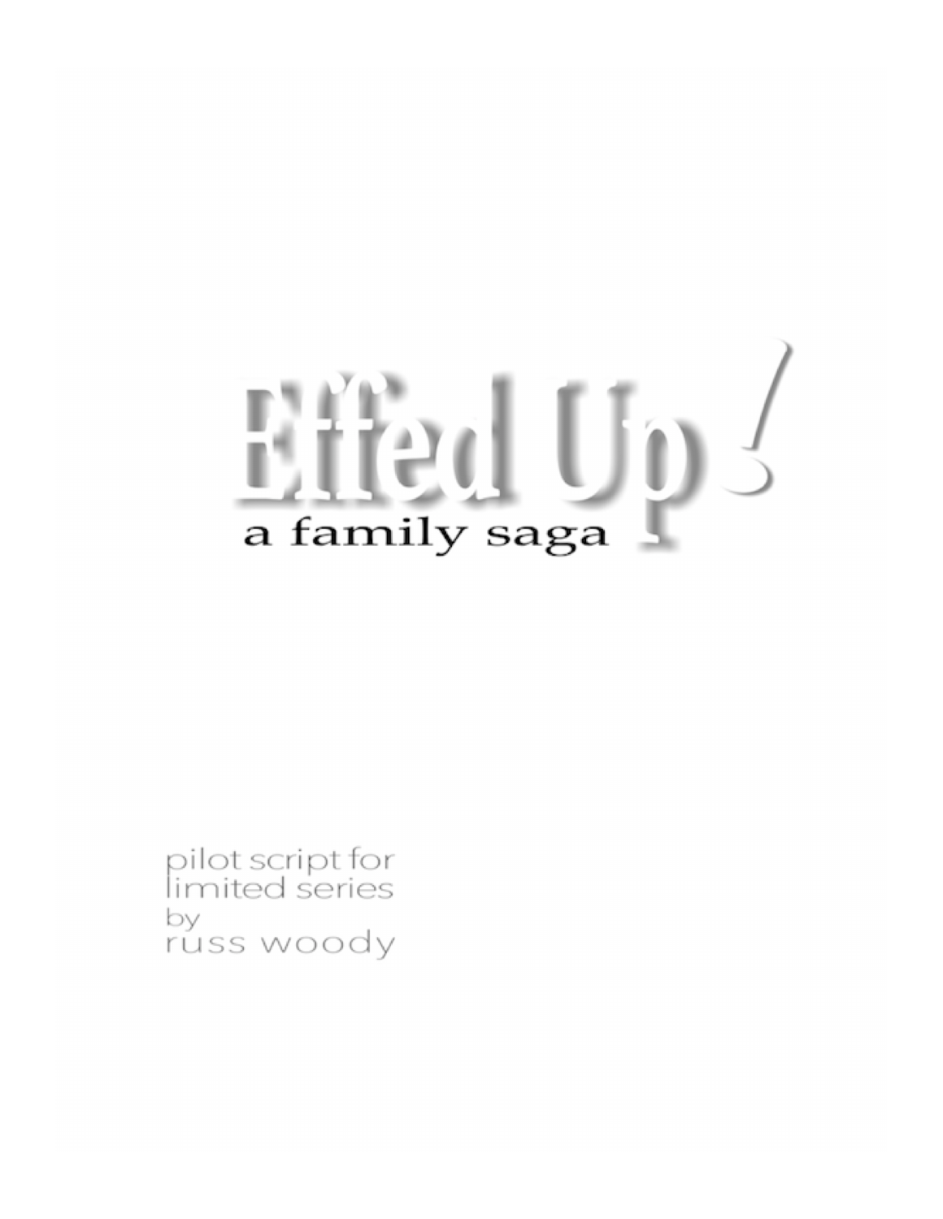# Effed Up!

## a family saga

pilot script for
limited series
by
russ woody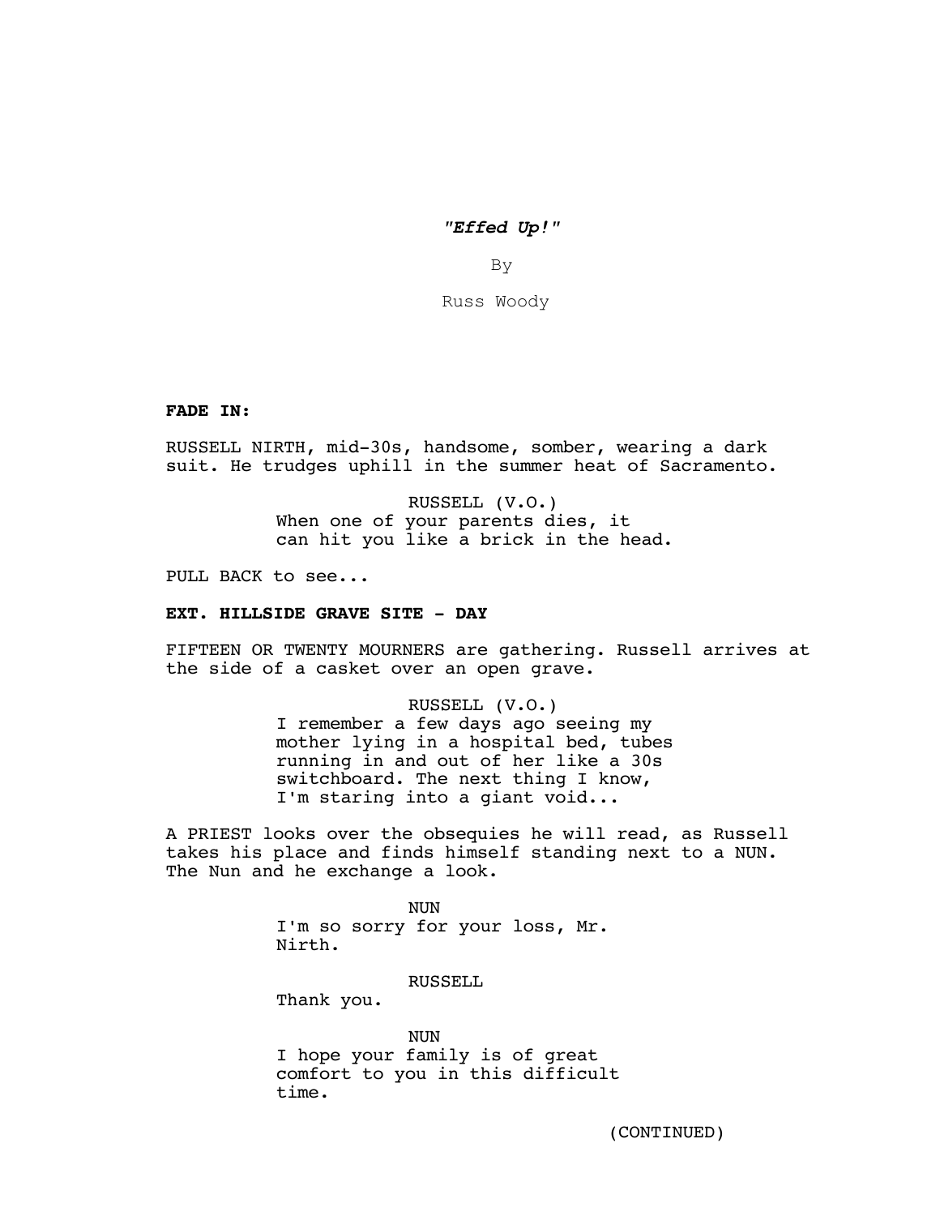***"Effed Up!"***

By

Russ Woody

**FADE IN:**

RUSSELL NIRTH, mid-30s, handsome, somber, wearing a dark suit. He trudges uphill in the summer heat of Sacramento.

RUSSELL (V.O.)
When one of your parents dies, it can hit you like a brick in the head.

PULL BACK to see...

**EXT. HILLSIDE GRAVE SITE - DAY**

FIFTEEN OR TWENTY MOURNERS are gathering. Russell arrives at the side of a casket over an open grave.

RUSSELL (V.O.)
I remember a few days ago seeing my mother lying in a hospital bed, tubes running in and out of her like a 30s switchboard. The next thing I know, I'm staring into a giant void...

A PRIEST looks over the obsequies he will read, as Russell takes his place and finds himself standing next to a NUN. The Nun and he exchange a look.

NUN
I'm so sorry for your loss, Mr. Nirth.

RUSSELL
Thank you.

NUN
I hope your family is of great comfort to you in this difficult time.

(CONTINUED)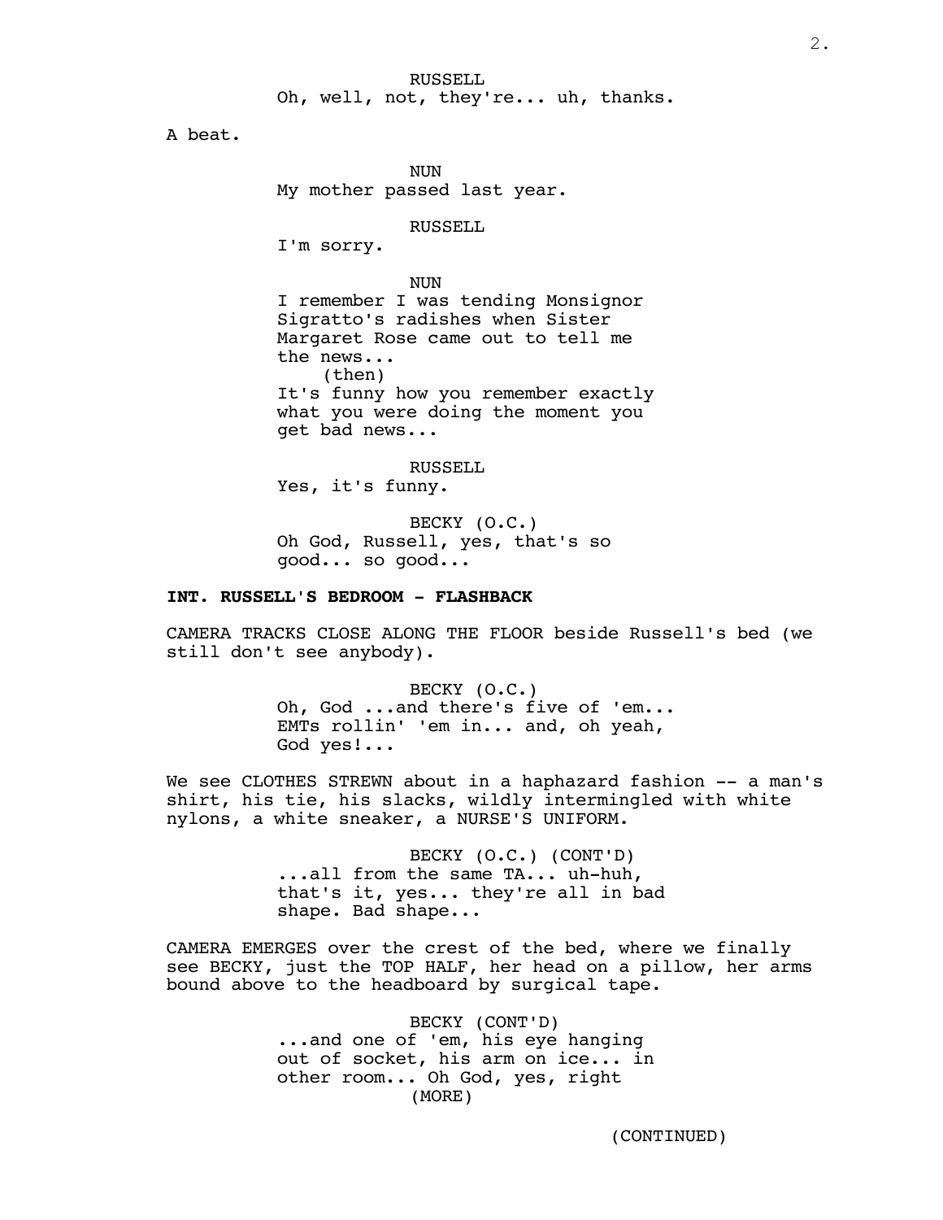RUSSELL
Oh, well, not, they're... uh, thanks.

A beat.

NUN
My mother passed last year.

RUSSELL
I'm sorry.

NUN
I remember I was tending Monsignor Sigratto's radishes when Sister Margaret Rose came out to tell me the news...
(then)
It's funny how you remember exactly what you were doing the moment you get bad news...

RUSSELL
Yes, it's funny.

BECKY (O.C.)
Oh God, Russell, yes, that's so good... so good...

**INT. RUSSELL'S BEDROOM - FLASHBACK**

CAMERA TRACKS CLOSE ALONG THE FLOOR beside Russell's bed (we still don't see anybody).

BECKY (O.C.)
Oh, God ...and there's five of 'em... EMTs rollin' 'em in... and, oh yeah, God yes!...

We see CLOTHES STREWN about in a haphazard fashion -- a man's shirt, his tie, his slacks, wildly intermingled with white nylons, a white sneaker, a NURSE'S UNIFORM.

BECKY (O.C.) (CONT'D)
...all from the same TA... uh-huh, that's it, yes... they're all in bad shape. Bad shape...

CAMERA EMERGES over the crest of the bed, where we finally see BECKY, just the TOP HALF, her head on a pillow, her arms bound above to the headboard by surgical tape.

BECKY (CONT'D)
...and one of 'em, his eye hanging out of socket, his arm on ice... in other room... Oh God, yes, right
(MORE)

(CONTINUED)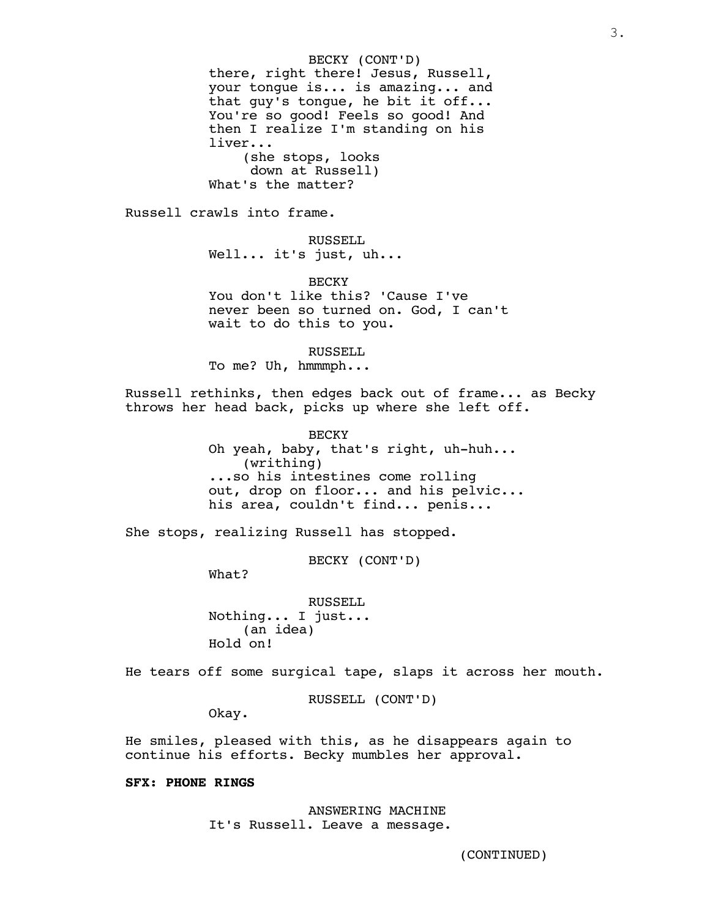BECKY (CONT'D)
there, right there! Jesus, Russell, your tongue is... is amazing... and that guy's tongue, he bit it off... You're so good! Feels so good! And then I realize I'm standing on his liver...
(she stops, looks down at Russell)
What's the matter?

Russell crawls into frame.

RUSSELL
Well... it's just, uh...

BECKY
You don't like this? 'Cause I've never been so turned on. God, I can't wait to do this to you.

RUSSELL
To me? Uh, hmmmph...

Russell rethinks, then edges back out of frame... as Becky throws her head back, picks up where she left off.

BECKY
Oh yeah, baby, that's right, uh-huh...
(writhing)
...so his intestines come rolling out, drop on floor... and his pelvic... his area, couldn't find... penis...

She stops, realizing Russell has stopped.

BECKY (CONT'D)
What?

RUSSELL
Nothing... I just...
(an idea)
Hold on!

He tears off some surgical tape, slaps it across her mouth.

RUSSELL (CONT'D)
Okay.

He smiles, pleased with this, as he disappears again to continue his efforts. Becky mumbles her approval.

**SFX: PHONE RINGS**

ANSWERING MACHINE
It's Russell. Leave a message.

(CONTINUED)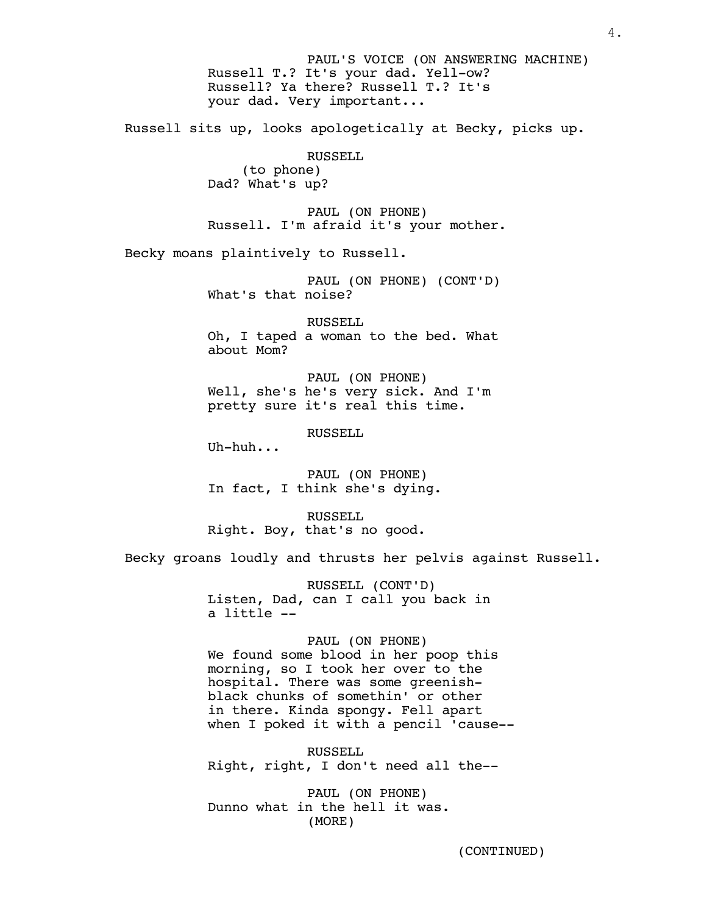PAUL'S VOICE (ON ANSWERING MACHINE)
Russell T.? It's your dad. Yell-ow? Russell? Ya there? Russell T.? It's your dad. Very important...

Russell sits up, looks apologetically at Becky, picks up.

RUSSELL
(to phone)
Dad? What's up?

PAUL (ON PHONE)
Russell. I'm afraid it's your mother.

Becky moans plaintively to Russell.

PAUL (ON PHONE) (CONT'D)
What's that noise?

RUSSELL
Oh, I taped a woman to the bed. What about Mom?

PAUL (ON PHONE)
Well, she's he's very sick. And I'm pretty sure it's real this time.

RUSSELL
Uh-huh...

PAUL (ON PHONE)
In fact, I think she's dying.

RUSSELL
Right. Boy, that's no good.

Becky groans loudly and thrusts her pelvis against Russell.

RUSSELL (CONT'D)
Listen, Dad, can I call you back in a little --

PAUL (ON PHONE)
We found some blood in her poop this morning, so I took her over to the hospital. There was some greenish-black chunks of somethin' or other in there. Kinda spongy. Fell apart when I poked it with a pencil 'cause--

RUSSELL
Right, right, I don't need all the--

PAUL (ON PHONE)
Dunno what in the hell it was.
(MORE)

(CONTINUED)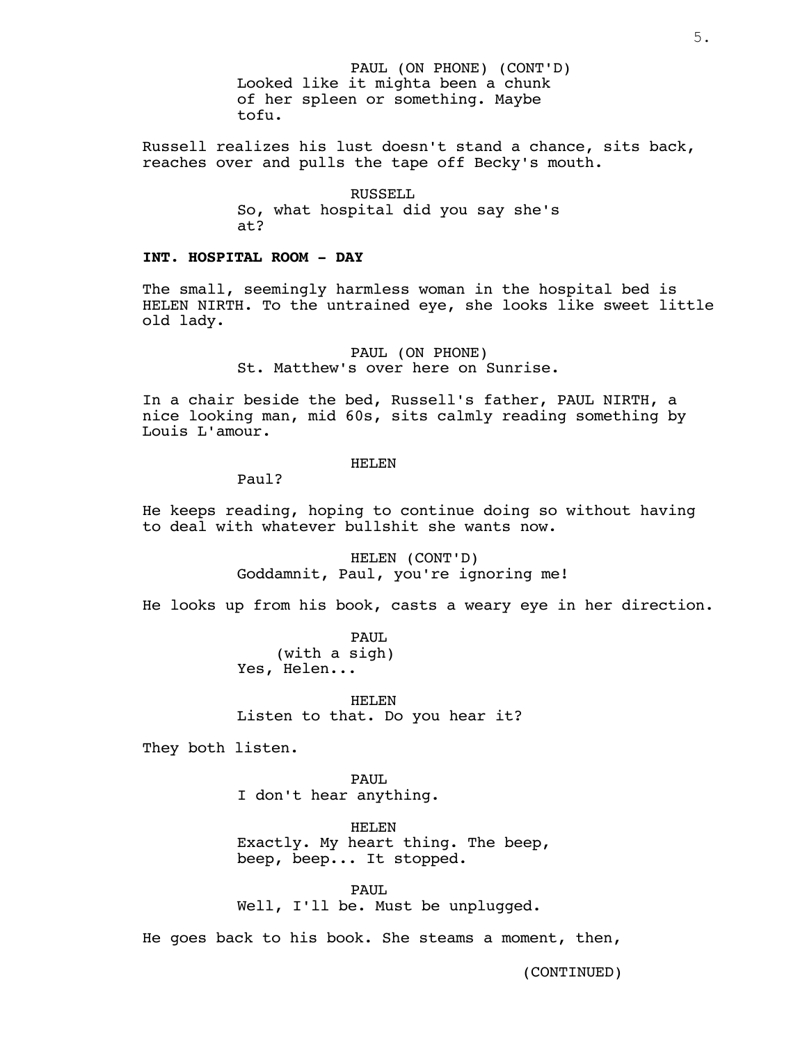PAUL (ON PHONE) (CONT'D)
Looked like it mighta been a chunk of her spleen or something. Maybe tofu.

Russell realizes his lust doesn't stand a chance, sits back, reaches over and pulls the tape off Becky's mouth.

RUSSELL
So, what hospital did you say she's at?

**INT. HOSPITAL ROOM - DAY**

The small, seemingly harmless woman in the hospital bed is HELEN NIRTH. To the untrained eye, she looks like sweet little old lady.

PAUL (ON PHONE)
St. Matthew's over here on Sunrise.

In a chair beside the bed, Russell's father, PAUL NIRTH, a nice looking man, mid 60s, sits calmly reading something by Louis L'amour.

HELEN
Paul?

He keeps reading, hoping to continue doing so without having to deal with whatever bullshit she wants now.

HELEN (CONT'D)
Goddamnit, Paul, you're ignoring me!

He looks up from his book, casts a weary eye in her direction.

PAUL
(with a sigh)
Yes, Helen...

HELEN
Listen to that. Do you hear it?

They both listen.

PAUL
I don't hear anything.

HELEN
Exactly. My heart thing. The beep, beep, beep... It stopped.

PAUL
Well, I'll be. Must be unplugged.

He goes back to his book. She steams a moment, then,

(CONTINUED)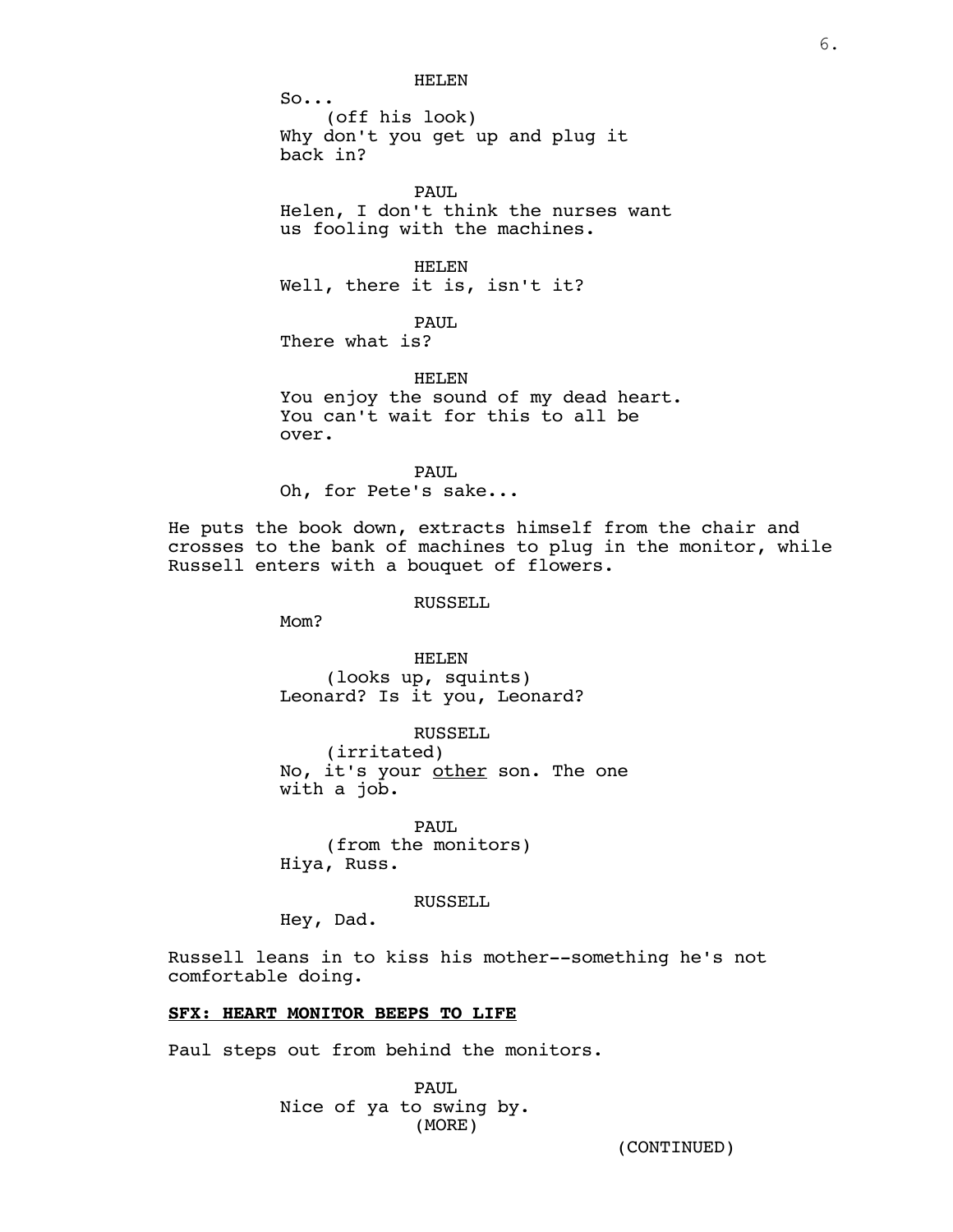HELEN

So...

(off his look)

Why don't you get up and plug it back in?

PAUL

Helen, I don't think the nurses want us fooling with the machines.

HELEN

Well, there it is, isn't it?

PAUL

There what is?

HELEN

You enjoy the sound of my dead heart. You can't wait for this to all be over.

PAUL

Oh, for Pete's sake...

He puts the book down, extracts himself from the chair and crosses to the bank of machines to plug in the monitor, while Russell enters with a bouquet of flowers.

RUSSELL

Mom?

HELEN

(looks up, squints)

Leonard? Is it you, Leonard?

RUSSELL

(irritated)

No, it's your <u>other</u> son. The one with a job.

PAUL

(from the monitors)

Hiya, Russ.

RUSSELL

Hey, Dad.

Russell leans in to kiss his mother--something he's not comfortable doing.

**<u>SFX: HEART MONITOR BEEPS TO LIFE</u>**

Paul steps out from behind the monitors.

PAUL

Nice of ya to swing by.

(MORE)

(CONTINUED)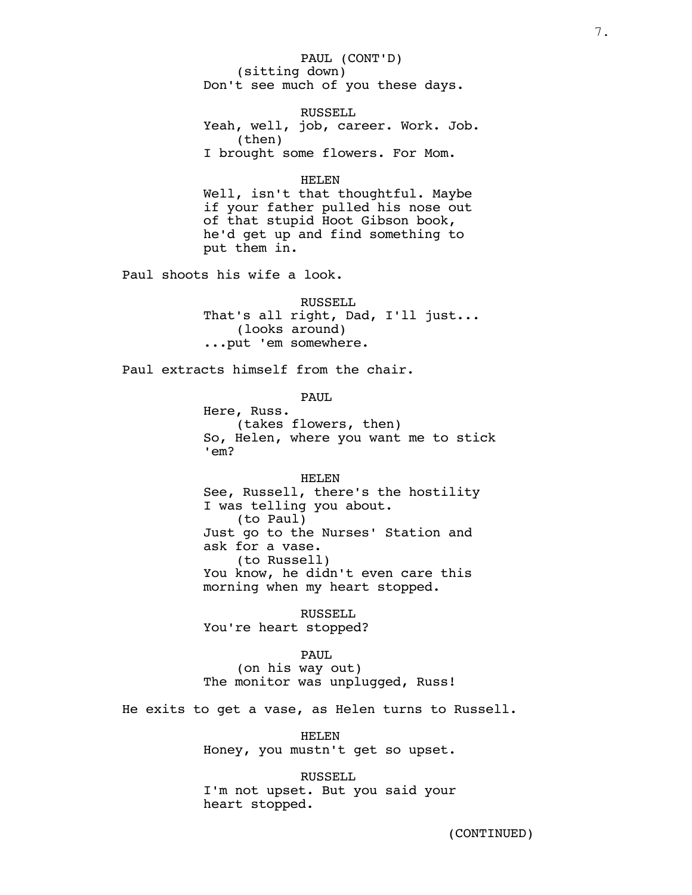PAUL (CONT'D)
(sitting down)
Don't see much of you these days.

RUSSELL
Yeah, well, job, career. Work. Job.
(then)
I brought some flowers. For Mom.

HELEN
Well, isn't that thoughtful. Maybe if your father pulled his nose out of that stupid Hoot Gibson book, he'd get up and find something to put them in.

Paul shoots his wife a look.

RUSSELL
That's all right, Dad, I'll just...
(looks around)
...put 'em somewhere.

Paul extracts himself from the chair.

PAUL
Here, Russ.
(takes flowers, then)
So, Helen, where you want me to stick 'em?

HELEN
See, Russell, there's the hostility I was telling you about.
(to Paul)
Just go to the Nurses' Station and ask for a vase.
(to Russell)
You know, he didn't even care this morning when my heart stopped.

RUSSELL
You're heart stopped?

PAUL
(on his way out)
The monitor was unplugged, Russ!

He exits to get a vase, as Helen turns to Russell.

HELEN
Honey, you mustn't get so upset.

RUSSELL
I'm not upset. But you said your heart stopped.

(CONTINUED)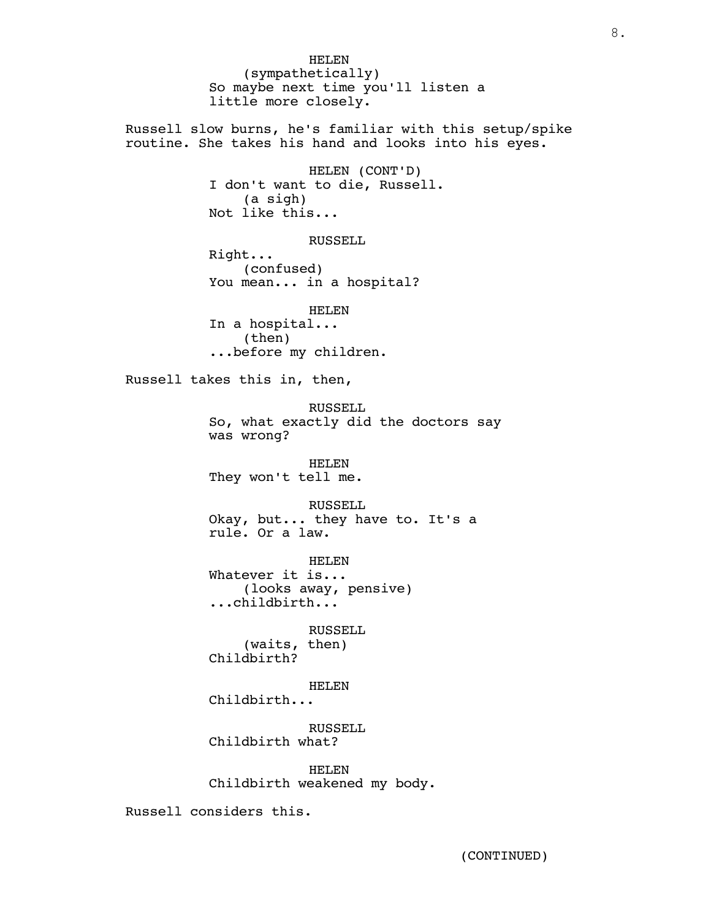HELEN
(sympathetically)
So maybe next time you'll listen a little more closely.

Russell slow burns, he's familiar with this setup/spike routine. She takes his hand and looks into his eyes.

HELEN (CONT'D)
I don't want to die, Russell.
(a sigh)
Not like this...

RUSSELL
Right...
(confused)
You mean... in a hospital?

HELEN
In a hospital...
(then)
...before my children.

Russell takes this in, then,

RUSSELL
So, what exactly did the doctors say was wrong?

HELEN
They won't tell me.

RUSSELL
Okay, but... they have to. It's a rule. Or a law.

HELEN
Whatever it is...
(looks away, pensive)
...childbirth...

RUSSELL
(waits, then)
Childbirth?

HELEN
Childbirth...

RUSSELL
Childbirth what?

HELEN
Childbirth weakened my body.

Russell considers this.

(CONTINUED)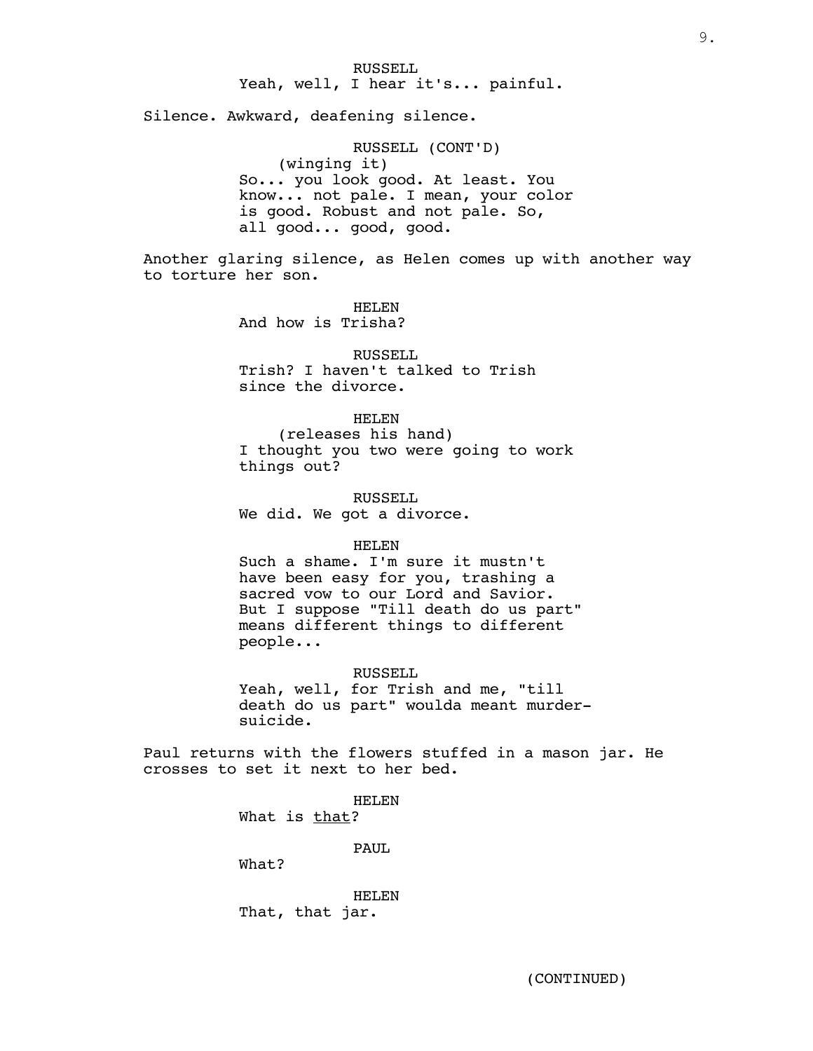RUSSELL
Yeah, well, I hear it's... painful.

Silence. Awkward, deafening silence.

RUSSELL (CONT'D)
(winging it)
So... you look good. At least. You know... not pale. I mean, your color is good. Robust and not pale. So, all good... good, good.

Another glaring silence, as Helen comes up with another way to torture her son.

HELEN
And how is Trisha?

RUSSELL
Trish? I haven't talked to Trish since the divorce.

HELEN
(releases his hand)
I thought you two were going to work things out?

RUSSELL
We did. We got a divorce.

HELEN
Such a shame. I'm sure it mustn't have been easy for you, trashing a sacred vow to our Lord and Savior. But I suppose "Till death do us part" means different things to different people...

RUSSELL
Yeah, well, for Trish and me, "till death do us part" woulda meant murder-suicide.

Paul returns with the flowers stuffed in a mason jar. He crosses to set it next to her bed.

HELEN
What is <u>that</u>?

PAUL
What?

HELEN
That, that jar.

(CONTINUED)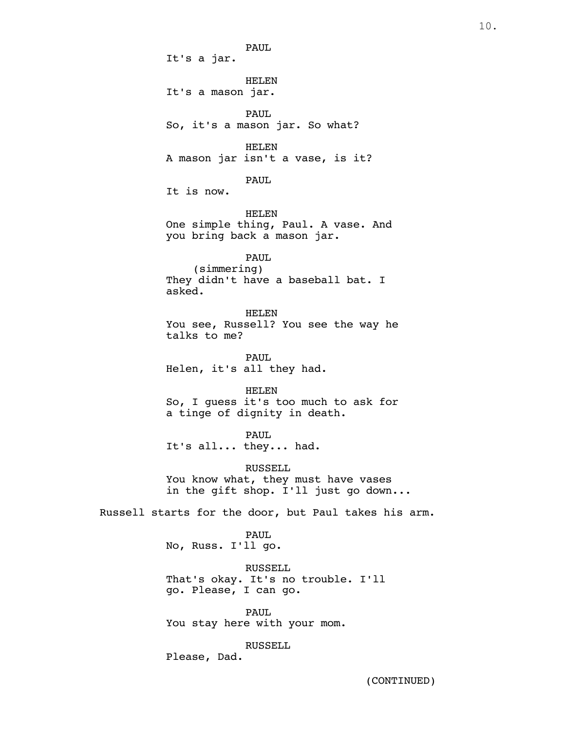PAUL
It's a jar.

HELEN
It's a mason jar.

PAUL
So, it's a mason jar. So what?

HELEN
A mason jar isn't a vase, is it?

PAUL
It is now.

HELEN
One simple thing, Paul. A vase. And you bring back a mason jar.

PAUL
(simmering)
They didn't have a baseball bat. I asked.

HELEN
You see, Russell? You see the way he talks to me?

PAUL
Helen, it's all they had.

HELEN
So, I guess it's too much to ask for a tinge of dignity in death.

PAUL
It's all... they... had.

RUSSELL
You know what, they must have vases in the gift shop. I'll just go down...

Russell starts for the door, but Paul takes his arm.

PAUL
No, Russ. I'll go.

RUSSELL
That's okay. It's no trouble. I'll go. Please, I can go.

PAUL
You stay here with your mom.

RUSSELL
Please, Dad.

(CONTINUED)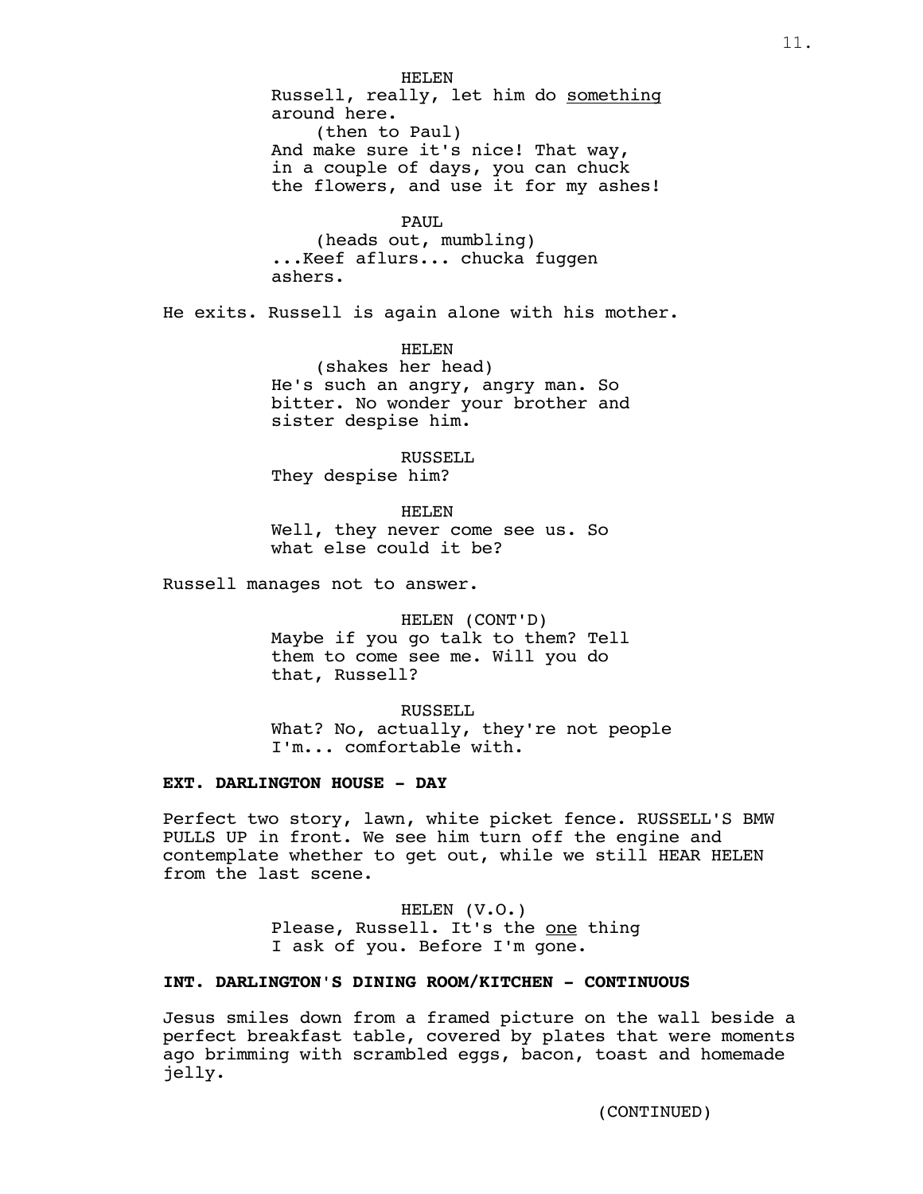HELEN
Russell, really, let him do <u>something</u> around here.
(then to Paul)
And make sure it's nice! That way, in a couple of days, you can chuck the flowers, and use it for my ashes!

PAUL
(heads out, mumbling)
...Keef aflurs... chucka fuggen ashers.

He exits. Russell is again alone with his mother.

HELEN
(shakes her head)
He's such an angry, angry man. So bitter. No wonder your brother and sister despise him.

RUSSELL
They despise him?

HELEN
Well, they never come see us. So what else could it be?

Russell manages not to answer.

HELEN (CONT'D)
Maybe if you go talk to them? Tell them to come see me. Will you do that, Russell?

RUSSELL
What? No, actually, they're not people I'm... comfortable with.

**EXT. DARLINGTON HOUSE - DAY**

Perfect two story, lawn, white picket fence. RUSSELL'S BMW PULLS UP in front. We see him turn off the engine and contemplate whether to get out, while we still HEAR HELEN from the last scene.

HELEN (V.O.)
Please, Russell. It's the <u>one</u> thing I ask of you. Before I'm gone.

**INT. DARLINGTON'S DINING ROOM/KITCHEN - CONTINUOUS**

Jesus smiles down from a framed picture on the wall beside a perfect breakfast table, covered by plates that were moments ago brimming with scrambled eggs, bacon, toast and homemade jelly.

(CONTINUED)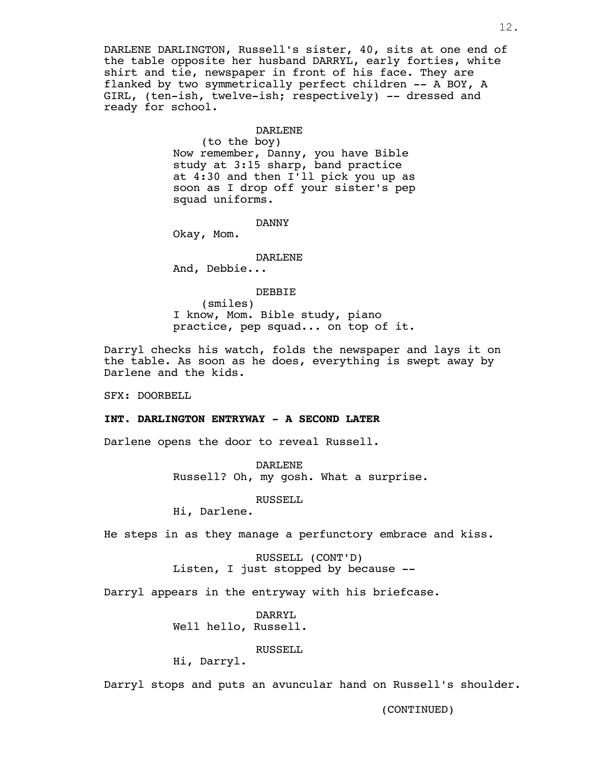DARLENE DARLINGTON, Russell's sister, 40, sits at one end of the table opposite her husband DARRYL, early forties, white shirt and tie, newspaper in front of his face. They are flanked by two symmetrically perfect children -- A BOY, A GIRL, (ten-ish, twelve-ish; respectively) -- dressed and ready for school.

DARLENE
(to the boy)
Now remember, Danny, you have Bible study at 3:15 sharp, band practice at 4:30 and then I'll pick you up as soon as I drop off your sister's pep squad uniforms.

DANNY
Okay, Mom.

DARLENE
And, Debbie...

DEBBIE
(smiles)
I know, Mom. Bible study, piano practice, pep squad... on top of it.

Darryl checks his watch, folds the newspaper and lays it on the table. As soon as he does, everything is swept away by Darlene and the kids.

SFX: DOORBELL

**INT. DARLINGTON ENTRYWAY - A SECOND LATER**

Darlene opens the door to reveal Russell.

DARLENE
Russell? Oh, my gosh. What a surprise.

RUSSELL
Hi, Darlene.

He steps in as they manage a perfunctory embrace and kiss.

RUSSELL (CONT'D)
Listen, I just stopped by because --

Darryl appears in the entryway with his briefcase.

DARRYL
Well hello, Russell.

RUSSELL
Hi, Darryl.

Darryl stops and puts an avuncular hand on Russell's shoulder.

(CONTINUED)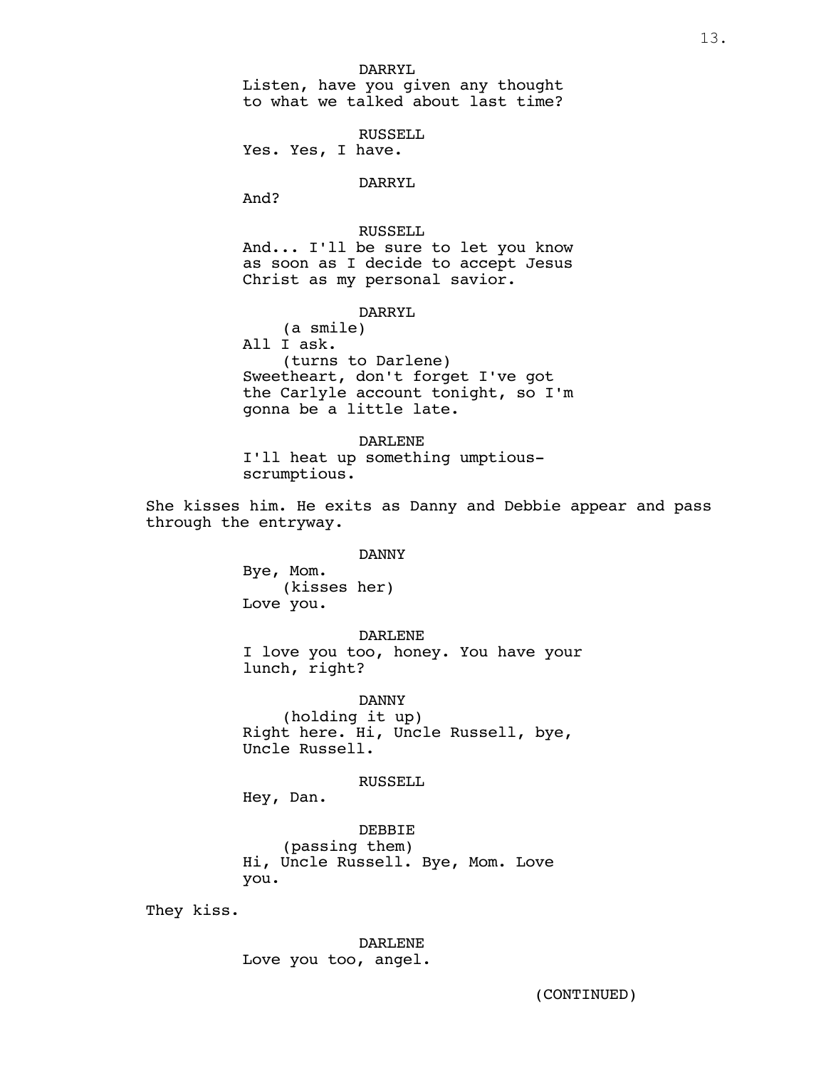DARRYL
Listen, have you given any thought to what we talked about last time?

RUSSELL
Yes. Yes, I have.

DARRYL
And?

RUSSELL
And... I'll be sure to let you know as soon as I decide to accept Jesus Christ as my personal savior.

DARRYL
(a smile)
All I ask.
(turns to Darlene)
Sweetheart, don't forget I've got the Carlyle account tonight, so I'm gonna be a little late.

DARLENE
I'll heat up something umptious-scrumptious.

She kisses him. He exits as Danny and Debbie appear and pass through the entryway.

DANNY
Bye, Mom.
(kisses her)
Love you.

DARLENE
I love you too, honey. You have your lunch, right?

DANNY
(holding it up)
Right here. Hi, Uncle Russell, bye, Uncle Russell.

RUSSELL
Hey, Dan.

DEBBIE
(passing them)
Hi, Uncle Russell. Bye, Mom. Love you.

They kiss.

DARLENE
Love you too, angel.

(CONTINUED)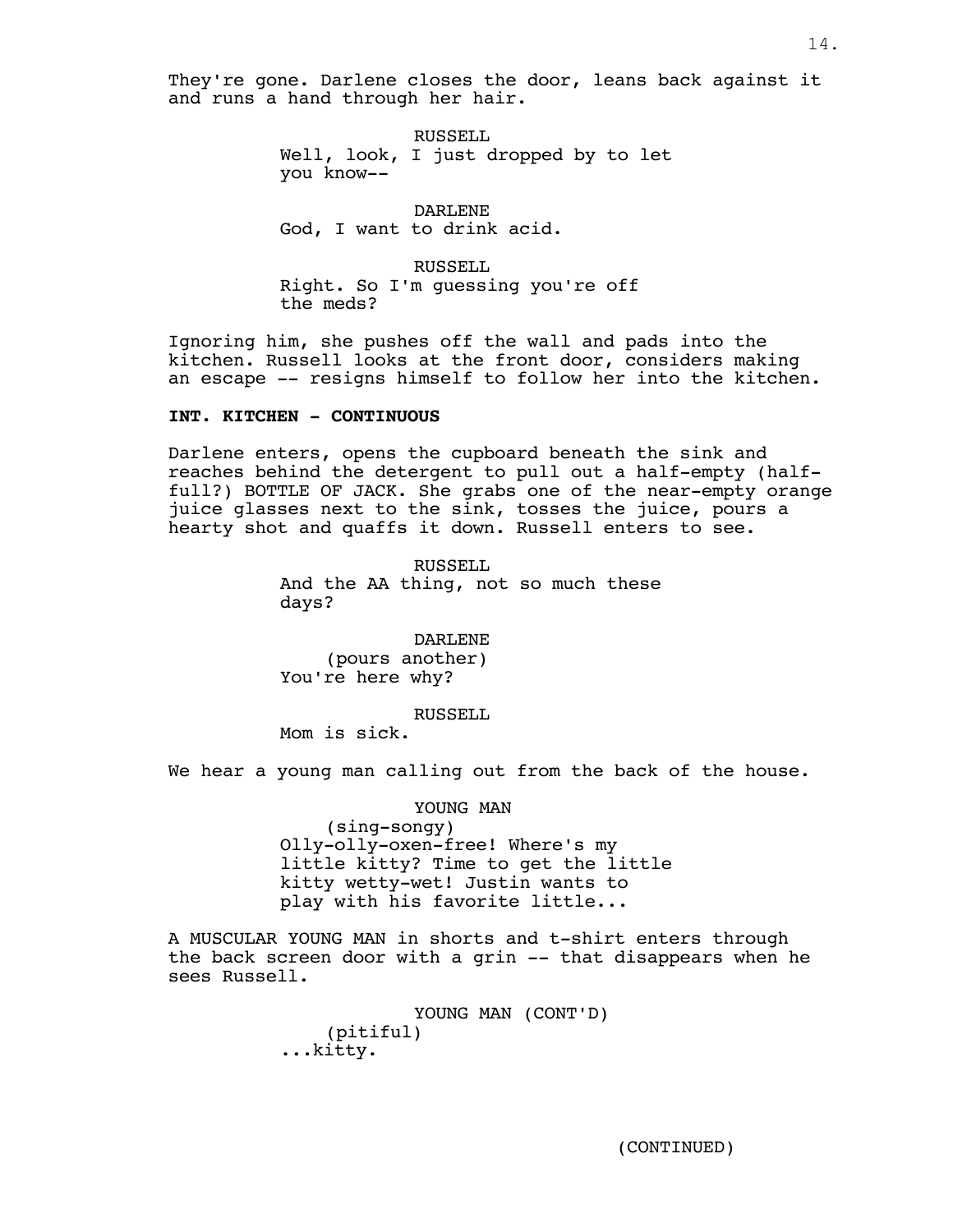They're gone. Darlene closes the door, leans back against it and runs a hand through her hair.

RUSSELL
Well, look, I just dropped by to let you know--

DARLENE
God, I want to drink acid.

RUSSELL
Right. So I'm guessing you're off the meds?

Ignoring him, she pushes off the wall and pads into the kitchen. Russell looks at the front door, considers making an escape -- resigns himself to follow her into the kitchen.

**INT. KITCHEN - CONTINUOUS**

Darlene enters, opens the cupboard beneath the sink and reaches behind the detergent to pull out a half-empty (half-full?) BOTTLE OF JACK. She grabs one of the near-empty orange juice glasses next to the sink, tosses the juice, pours a hearty shot and quaffs it down. Russell enters to see.

RUSSELL
And the AA thing, not so much these days?

DARLENE
(pours another)
You're here why?

RUSSELL
Mom is sick.

We hear a young man calling out from the back of the house.

YOUNG MAN
(sing-songy)
Olly-olly-oxen-free! Where's my little kitty? Time to get the little kitty wetty-wet! Justin wants to play with his favorite little...

A MUSCULAR YOUNG MAN in shorts and t-shirt enters through the back screen door with a grin -- that disappears when he sees Russell.

YOUNG MAN (CONT'D)
(pitiful)
...kitty.

(CONTINUED)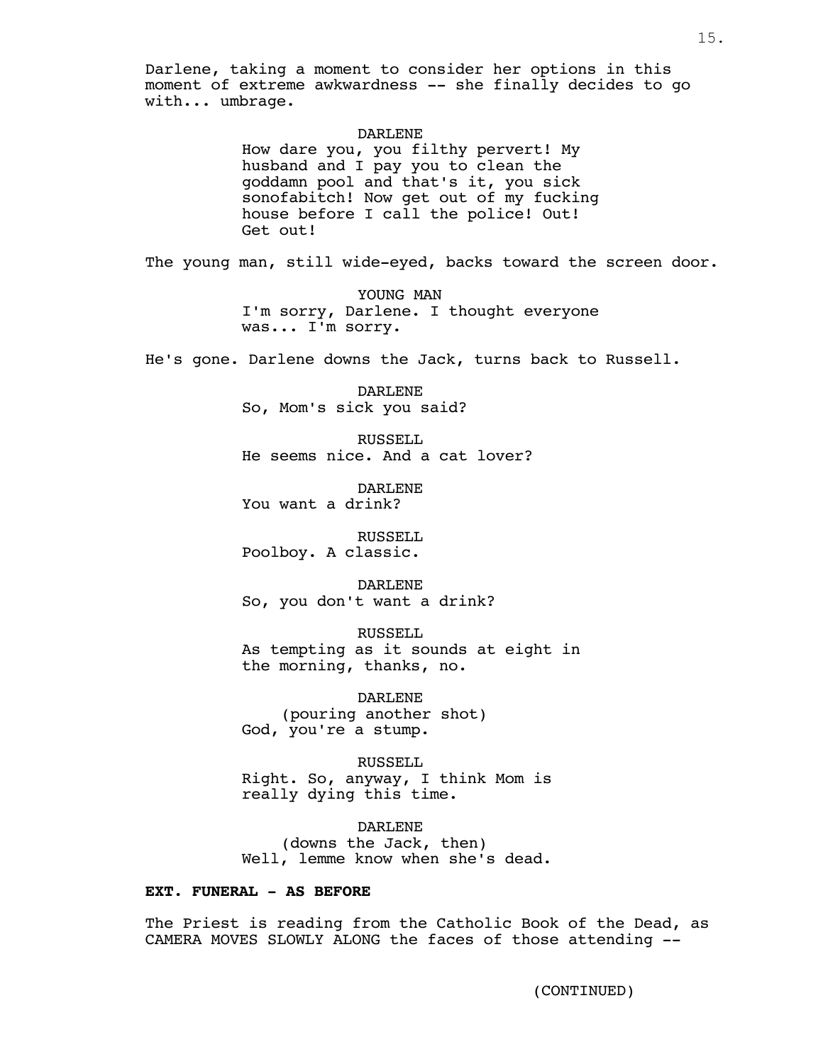Darlene, taking a moment to consider her options in this moment of extreme awkwardness -- she finally decides to go with... umbrage.

DARLENE
How dare you, you filthy pervert! My husband and I pay you to clean the goddamn pool and that's it, you sick sonofabitch! Now get out of my fucking house before I call the police! Out! Get out!

The young man, still wide-eyed, backs toward the screen door.

YOUNG MAN
I'm sorry, Darlene. I thought everyone was... I'm sorry.

He's gone. Darlene downs the Jack, turns back to Russell.

DARLENE
So, Mom's sick you said?

RUSSELL
He seems nice. And a cat lover?

DARLENE
You want a drink?

RUSSELL
Poolboy. A classic.

DARLENE
So, you don't want a drink?

RUSSELL
As tempting as it sounds at eight in the morning, thanks, no.

DARLENE
(pouring another shot)
God, you're a stump.

RUSSELL
Right. So, anyway, I think Mom is really dying this time.

DARLENE
(downs the Jack, then)
Well, lemme know when she's dead.

**EXT. FUNERAL - AS BEFORE**

The Priest is reading from the Catholic Book of the Dead, as CAMERA MOVES SLOWLY ALONG the faces of those attending --

(CONTINUED)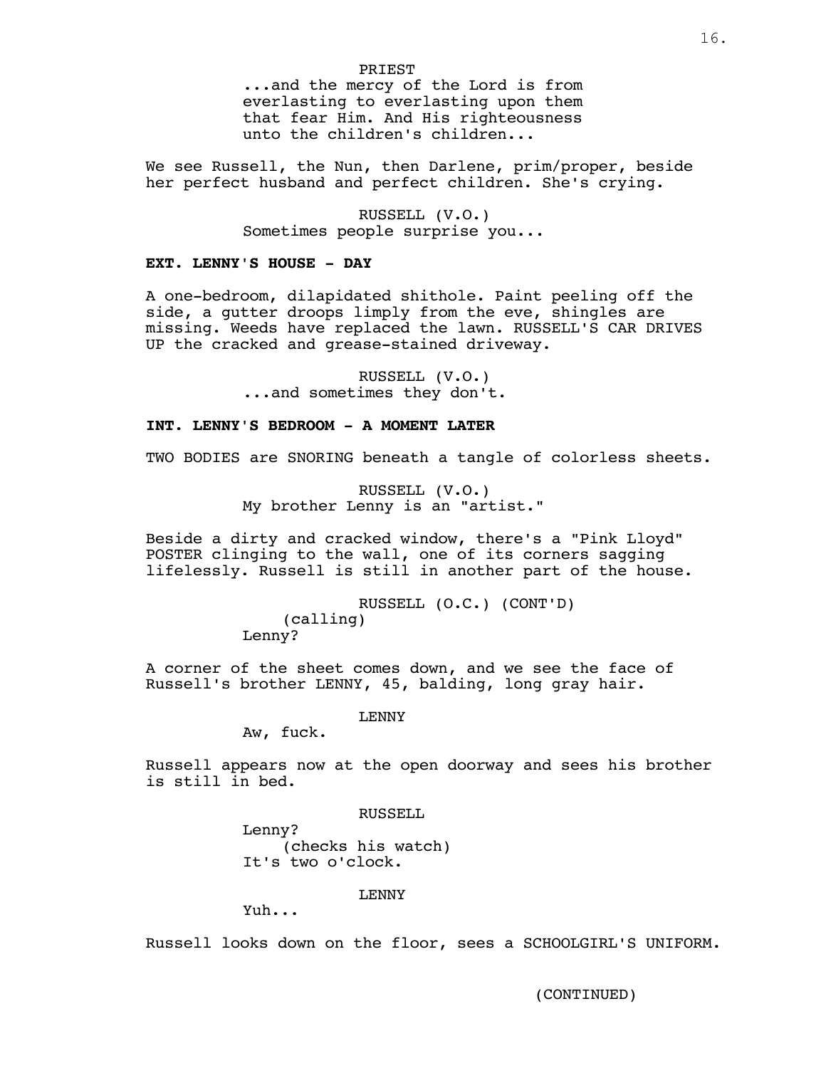PRIEST

...and the mercy of the Lord is from everlasting to everlasting upon them that fear Him. And His righteousness unto the children's children...

We see Russell, the Nun, then Darlene, prim/proper, beside her perfect husband and perfect children. She's crying.

RUSSELL (V.O.)

Sometimes people surprise you...

**EXT. LENNY'S HOUSE - DAY**

A one-bedroom, dilapidated shithole. Paint peeling off the side, a gutter droops limply from the eve, shingles are missing. Weeds have replaced the lawn. RUSSELL'S CAR DRIVES UP the cracked and grease-stained driveway.

RUSSELL (V.O.)

...and sometimes they don't.

**INT. LENNY'S BEDROOM - A MOMENT LATER**

TWO BODIES are SNORING beneath a tangle of colorless sheets.

RUSSELL (V.O.)

My brother Lenny is an "artist."

Beside a dirty and cracked window, there's a "Pink Lloyd" POSTER clinging to the wall, one of its corners sagging lifelessly. Russell is still in another part of the house.

RUSSELL (O.C.) (CONT'D)

(calling)

Lenny?

A corner of the sheet comes down, and we see the face of Russell's brother LENNY, 45, balding, long gray hair.

LENNY

Aw, fuck.

Russell appears now at the open doorway and sees his brother is still in bed.

RUSSELL

Lenny?

(checks his watch)

It's two o'clock.

LENNY

Yuh...

Russell looks down on the floor, sees a SCHOOLGIRL'S UNIFORM.

(CONTINUED)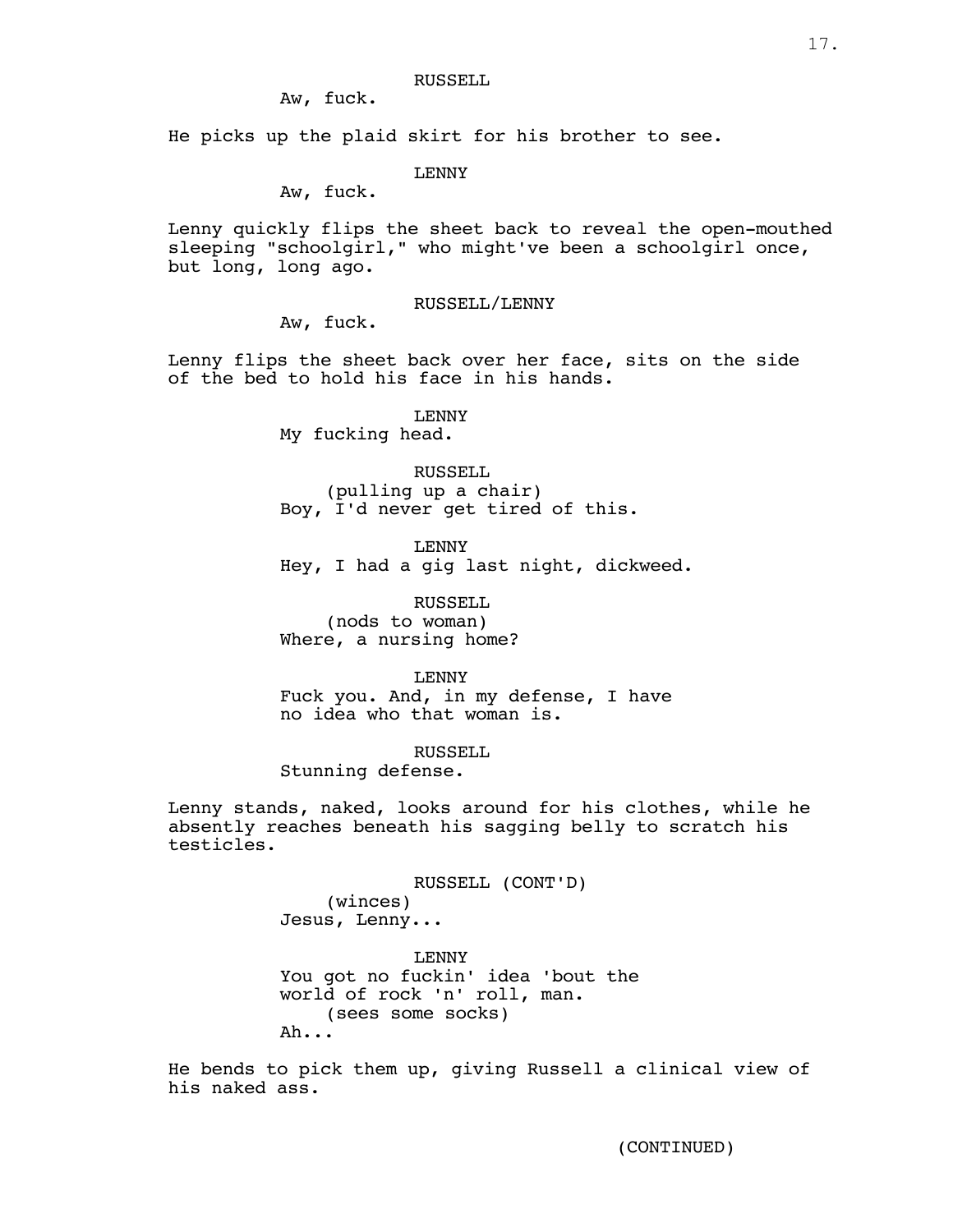RUSSELL

Aw, fuck.

He picks up the plaid skirt for his brother to see.

LENNY

Aw, fuck.

Lenny quickly flips the sheet back to reveal the open-mouthed sleeping "schoolgirl," who might've been a schoolgirl once, but long, long ago.

RUSSELL/LENNY

Aw, fuck.

Lenny flips the sheet back over her face, sits on the side of the bed to hold his face in his hands.

LENNY

My fucking head.

RUSSELL

(pulling up a chair)

Boy, I'd never get tired of this.

LENNY

Hey, I had a gig last night, dickweed.

RUSSELL

(nods to woman)

Where, a nursing home?

LENNY

Fuck you. And, in my defense, I have no idea who that woman is.

RUSSELL

Stunning defense.

Lenny stands, naked, looks around for his clothes, while he absently reaches beneath his sagging belly to scratch his testicles.

RUSSELL (CONT'D)

(winces)

Jesus, Lenny...

LENNY

You got no fuckin' idea 'bout the world of rock 'n' roll, man.

(sees some socks)

Ah...

He bends to pick them up, giving Russell a clinical view of his naked ass.

(CONTINUED)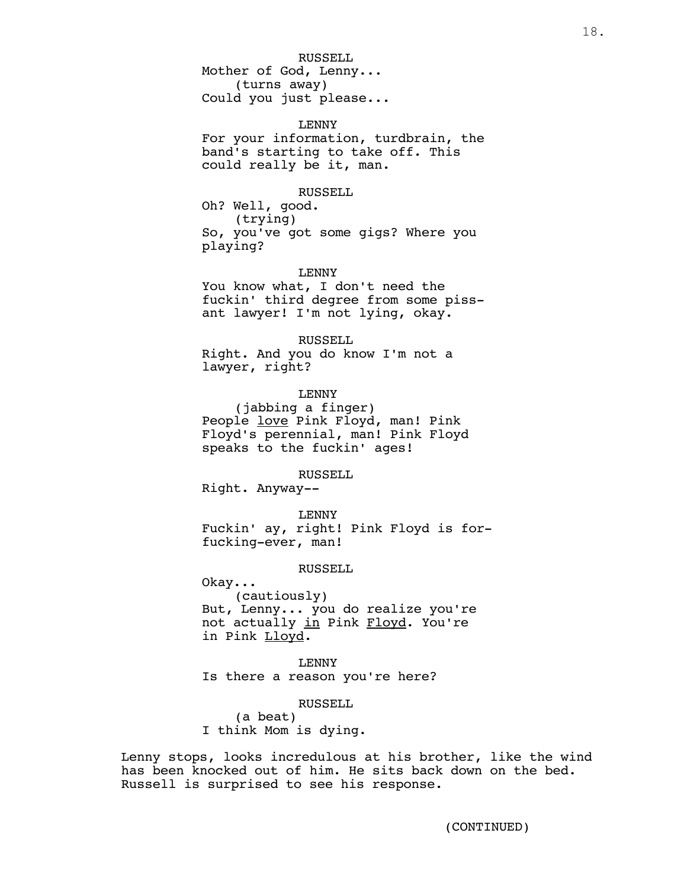RUSSELL
Mother of God, Lenny...
(turns away)
Could you just please...

LENNY
For your information, turdbrain, the band's starting to take off. This could really be it, man.

RUSSELL
Oh? Well, good.
(trying)
So, you've got some gigs? Where you playing?

LENNY
You know what, I don't need the fuckin' third degree from some piss-ant lawyer! I'm not lying, okay.

RUSSELL
Right. And you do know I'm not a lawyer, right?

LENNY
(jabbing a finger)
People <u>love</u> Pink Floyd, man! Pink Floyd's perennial, man! Pink Floyd speaks to the fuckin' ages!

RUSSELL
Right. Anyway--

LENNY
Fuckin' ay, right! Pink Floyd is for-fucking-ever, man!

RUSSELL
Okay...
(cautiously)
But, Lenny... you do realize you're not actually <u>in</u> Pink <u>Floyd</u>. You're in Pink <u>Lloyd</u>.

LENNY
Is there a reason you're here?

RUSSELL
(a beat)
I think Mom is dying.

Lenny stops, looks incredulous at his brother, like the wind has been knocked out of him. He sits back down on the bed. Russell is surprised to see his response.

(CONTINUED)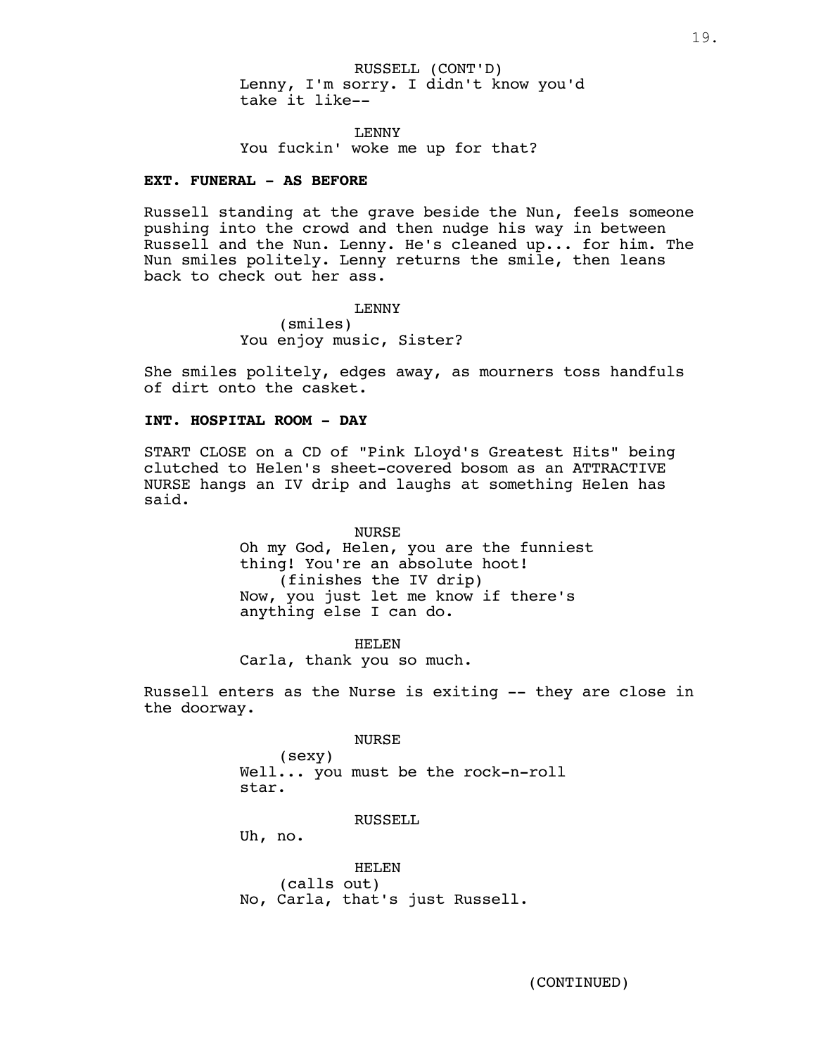RUSSELL (CONT'D)
Lenny, I'm sorry. I didn't know you'd take it like--

LENNY
You fuckin' woke me up for that?

**EXT. FUNERAL - AS BEFORE**

Russell standing at the grave beside the Nun, feels someone pushing into the crowd and then nudge his way in between Russell and the Nun. Lenny. He's cleaned up... for him. The Nun smiles politely. Lenny returns the smile, then leans back to check out her ass.

LENNY
(smiles)
You enjoy music, Sister?

She smiles politely, edges away, as mourners toss handfuls of dirt onto the casket.

**INT. HOSPITAL ROOM - DAY**

START CLOSE on a CD of "Pink Lloyd's Greatest Hits" being clutched to Helen's sheet-covered bosom as an ATTRACTIVE NURSE hangs an IV drip and laughs at something Helen has said.

NURSE
Oh my God, Helen, you are the funniest thing! You're an absolute hoot!
(finishes the IV drip)
Now, you just let me know if there's anything else I can do.

HELEN
Carla, thank you so much.

Russell enters as the Nurse is exiting -- they are close in the doorway.

NURSE
(sexy)
Well... you must be the rock-n-roll star.

RUSSELL
Uh, no.

HELEN
(calls out)
No, Carla, that's just Russell.

(CONTINUED)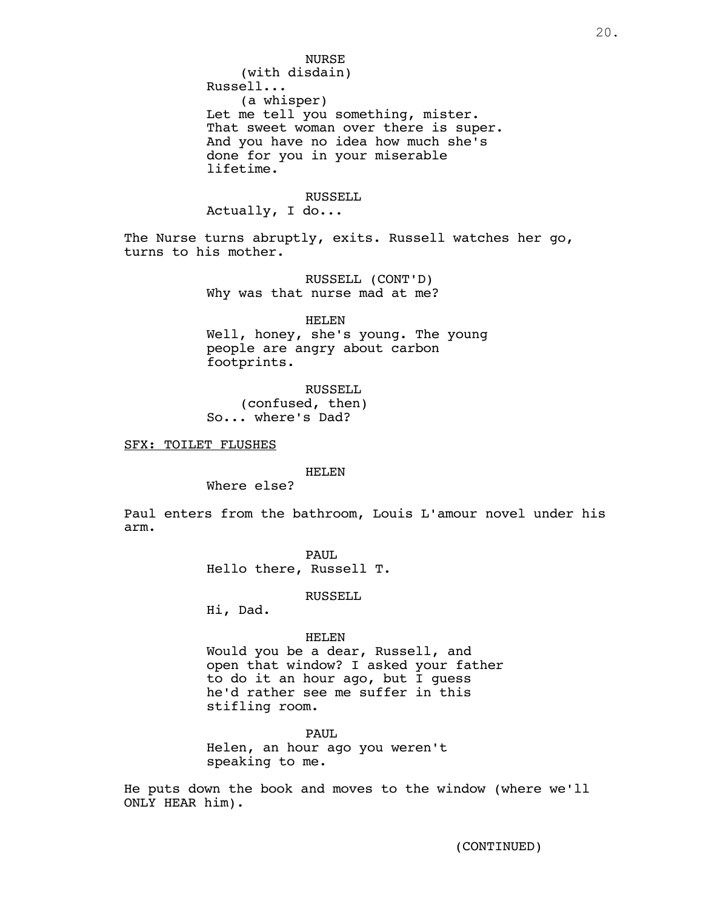NURSE
(with disdain)
Russell...
(a whisper)
Let me tell you something, mister.
That sweet woman over there is super.
And you have no idea how much she's
done for you in your miserable
lifetime.

RUSSELL
Actually, I do...

The Nurse turns abruptly, exits. Russell watches her go, turns to his mother.

RUSSELL (CONT'D)
Why was that nurse mad at me?

HELEN
Well, honey, she's young. The young
people are angry about carbon
footprints.

RUSSELL
(confused, then)
So... where's Dad?

SFX: TOILET FLUSHES

HELEN
Where else?

Paul enters from the bathroom, Louis L'amour novel under his arm.

PAUL
Hello there, Russell T.

RUSSELL
Hi, Dad.

HELEN
Would you be a dear, Russell, and
open that window? I asked your father
to do it an hour ago, but I guess
he'd rather see me suffer in this
stifling room.

PAUL
Helen, an hour ago you weren't
speaking to me.

He puts down the book and moves to the window (where we'll ONLY HEAR him).

(CONTINUED)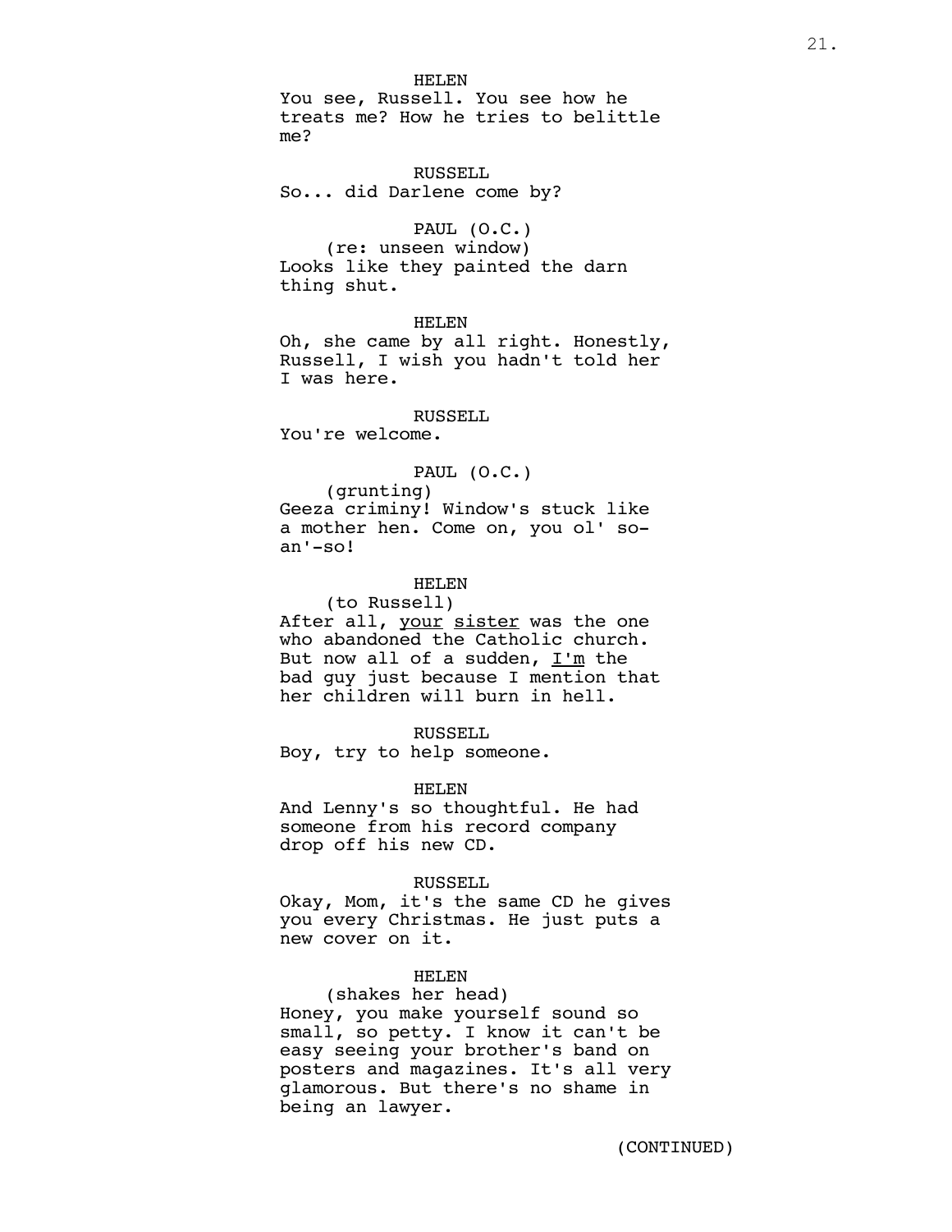HELEN
You see, Russell. You see how he treats me? How he tries to belittle me?

RUSSELL
So... did Darlene come by?

PAUL (O.C.)
(re: unseen window)
Looks like they painted the darn thing shut.

HELEN
Oh, she came by all right. Honestly, Russell, I wish you hadn't told her I was here.

RUSSELL
You're welcome.

PAUL (O.C.)
(grunting)
Geeza criminy! Window's stuck like a mother hen. Come on, you ol' so-an'-so!

HELEN
(to Russell)
After all, <u>your</u> <u>sister</u> was the one who abandoned the Catholic church. But now all of a sudden, <u>I'm</u> the bad guy just because I mention that her children will burn in hell.

RUSSELL
Boy, try to help someone.

HELEN
And Lenny's so thoughtful. He had someone from his record company drop off his new CD.

RUSSELL
Okay, Mom, it's the same CD he gives you every Christmas. He just puts a new cover on it.

HELEN
(shakes her head)
Honey, you make yourself sound so small, so petty. I know it can't be easy seeing your brother's band on posters and magazines. It's all very glamorous. But there's no shame in being an lawyer.

(CONTINUED)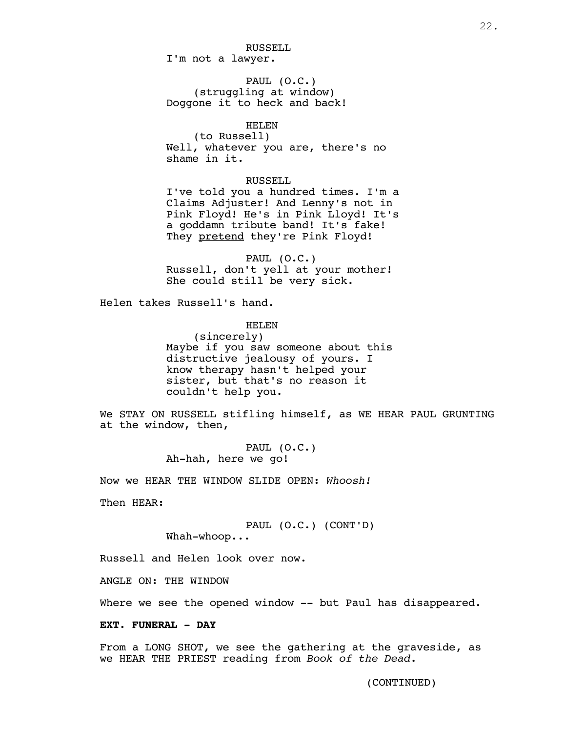RUSSELL
I'm not a lawyer.

PAUL (O.C.)
(struggling at window)
Doggone it to heck and back!

HELEN
(to Russell)
Well, whatever you are, there's no shame in it.

RUSSELL
I've told you a hundred times. I'm a Claims Adjuster! And Lenny's not in Pink Floyd! He's in Pink Lloyd! It's a goddamn tribute band! It's fake! They pretend they're Pink Floyd!

PAUL (O.C.)
Russell, don't yell at your mother! She could still be very sick.

Helen takes Russell's hand.

HELEN
(sincerely)
Maybe if you saw someone about this distructive jealousy of yours. I know therapy hasn't helped your sister, but that's no reason it couldn't help you.

We STAY ON RUSSELL stifling himself, as WE HEAR PAUL GRUNTING at the window, then,

PAUL (O.C.)
Ah-hah, here we go!

Now we HEAR THE WINDOW SLIDE OPEN: *Whoosh!*

Then HEAR:

PAUL (O.C.) (CONT'D)
Whah-whoop...

Russell and Helen look over now.

ANGLE ON: THE WINDOW

Where we see the opened window -- but Paul has disappeared.

**EXT. FUNERAL - DAY**

From a LONG SHOT, we see the gathering at the graveside, as we HEAR THE PRIEST reading from *Book of the Dead*.

(CONTINUED)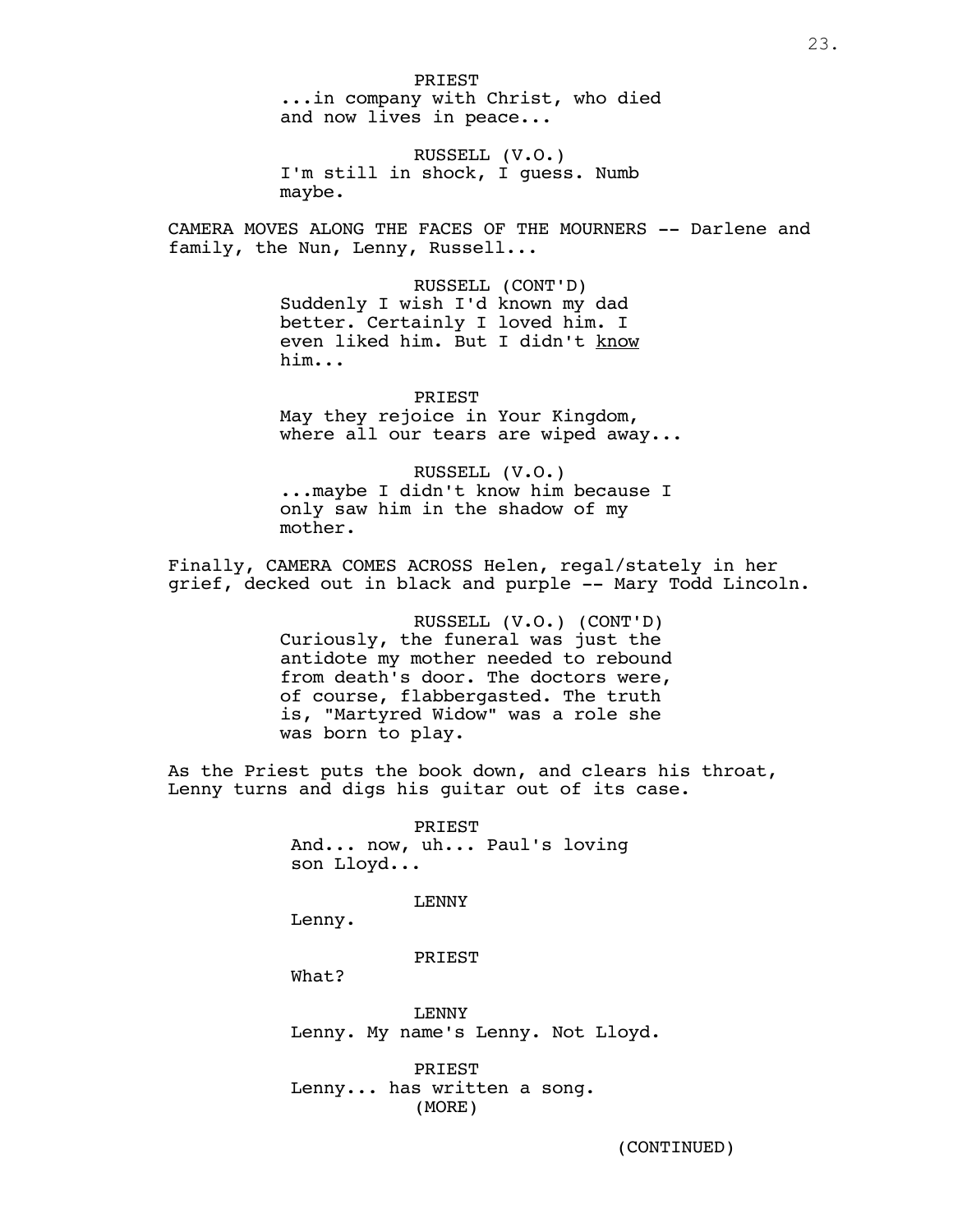PRIEST
...in company with Christ, who died and now lives in peace...

RUSSELL (V.O.)
I'm still in shock, I guess. Numb maybe.

CAMERA MOVES ALONG THE FACES OF THE MOURNERS -- Darlene and family, the Nun, Lenny, Russell...

RUSSELL (CONT'D)
Suddenly I wish I'd known my dad better. Certainly I loved him. I even liked him. But I didn't <u>know</u> him...

PRIEST
May they rejoice in Your Kingdom, where all our tears are wiped away...

RUSSELL (V.O.)
...maybe I didn't know him because I only saw him in the shadow of my mother.

Finally, CAMERA COMES ACROSS Helen, regal/stately in her grief, decked out in black and purple -- Mary Todd Lincoln.

RUSSELL (V.O.) (CONT'D)
Curiously, the funeral was just the antidote my mother needed to rebound from death's door. The doctors were, of course, flabbergasted. The truth is, "Martyred Widow" was a role she was born to play.

As the Priest puts the book down, and clears his throat, Lenny turns and digs his guitar out of its case.

PRIEST
And... now, uh... Paul's loving son Lloyd...

LENNY
Lenny.

PRIEST
What?

LENNY
Lenny. My name's Lenny. Not Lloyd.

PRIEST
Lenny... has written a song.
(MORE)

(CONTINUED)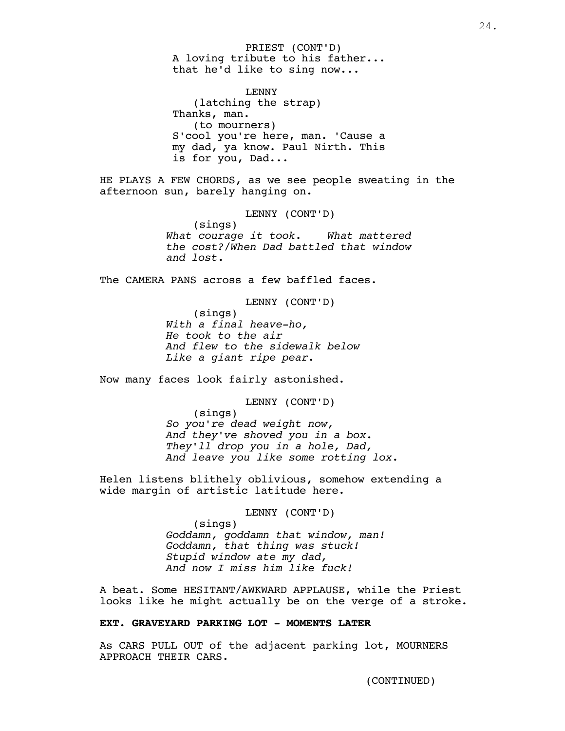PRIEST (CONT'D)
A loving tribute to his father...
that he'd like to sing now...

LENNY
(latching the strap)
Thanks, man.
(to mourners)
S'cool you're here, man. 'Cause a
my dad, ya know. Paul Nirth. This
is for you, Dad...

HE PLAYS A FEW CHORDS, as we see people sweating in the afternoon sun, barely hanging on.

LENNY (CONT'D)
(sings)
*What courage it took. What mattered the cost?/When Dad battled that window and lost.*

The CAMERA PANS across a few baffled faces.

LENNY (CONT'D)
(sings)
*With a final heave-ho,*
*He took to the air*
*And flew to the sidewalk below*
*Like a giant ripe pear.*

Now many faces look fairly astonished.

LENNY (CONT'D)
(sings)
*So you're dead weight now,*
*And they've shoved you in a box.*
*They'll drop you in a hole, Dad,*
*And leave you like some rotting lox.*

Helen listens blithely oblivious, somehow extending a wide margin of artistic latitude here.

LENNY (CONT'D)
(sings)
*Goddamn, goddamn that window, man!*
*Goddamn, that thing was stuck!*
*Stupid window ate my dad,*
*And now I miss him like fuck!*

A beat. Some HESITANT/AWKWARD APPLAUSE, while the Priest looks like he might actually be on the verge of a stroke.

**EXT. GRAVEYARD PARKING LOT - MOMENTS LATER**

As CARS PULL OUT of the adjacent parking lot, MOURNERS APPROACH THEIR CARS.

(CONTINUED)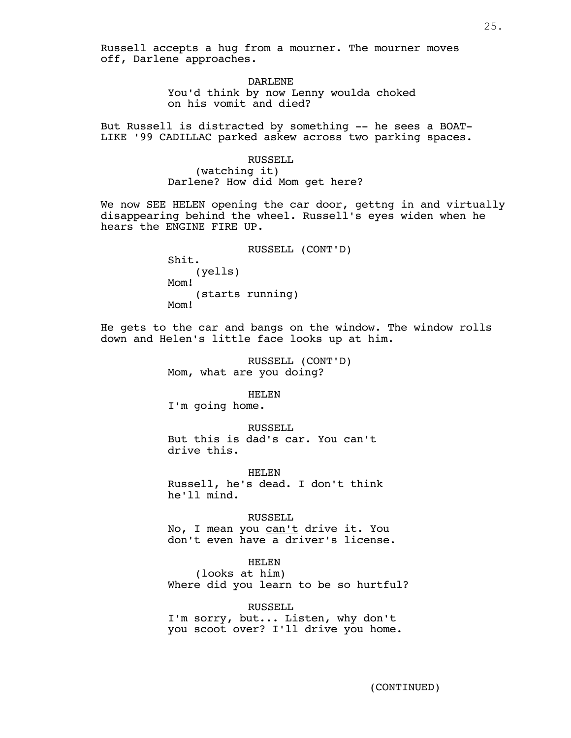Russell accepts a hug from a mourner. The mourner moves off, Darlene approaches.

DARLENE
You'd think by now Lenny woulda choked on his vomit and died?

But Russell is distracted by something -- he sees a BOAT-LIKE '99 CADILLAC parked askew across two parking spaces.

RUSSELL
(watching it)
Darlene? How did Mom get here?

We now SEE HELEN opening the car door, gettng in and virtually disappearing behind the wheel. Russell's eyes widen when he hears the ENGINE FIRE UP.

RUSSELL (CONT'D)
Shit.
(yells)
Mom!
(starts running)
Mom!

He gets to the car and bangs on the window. The window rolls down and Helen's little face looks up at him.

RUSSELL (CONT'D)
Mom, what are you doing?

HELEN
I'm going home.

RUSSELL
But this is dad's car. You can't drive this.

HELEN
Russell, he's dead. I don't think he'll mind.

RUSSELL
No, I mean you <u>can't</u> drive it. You don't even have a driver's license.

HELEN
(looks at him)
Where did you learn to be so hurtful?

RUSSELL
I'm sorry, but... Listen, why don't you scoot over? I'll drive you home.

(CONTINUED)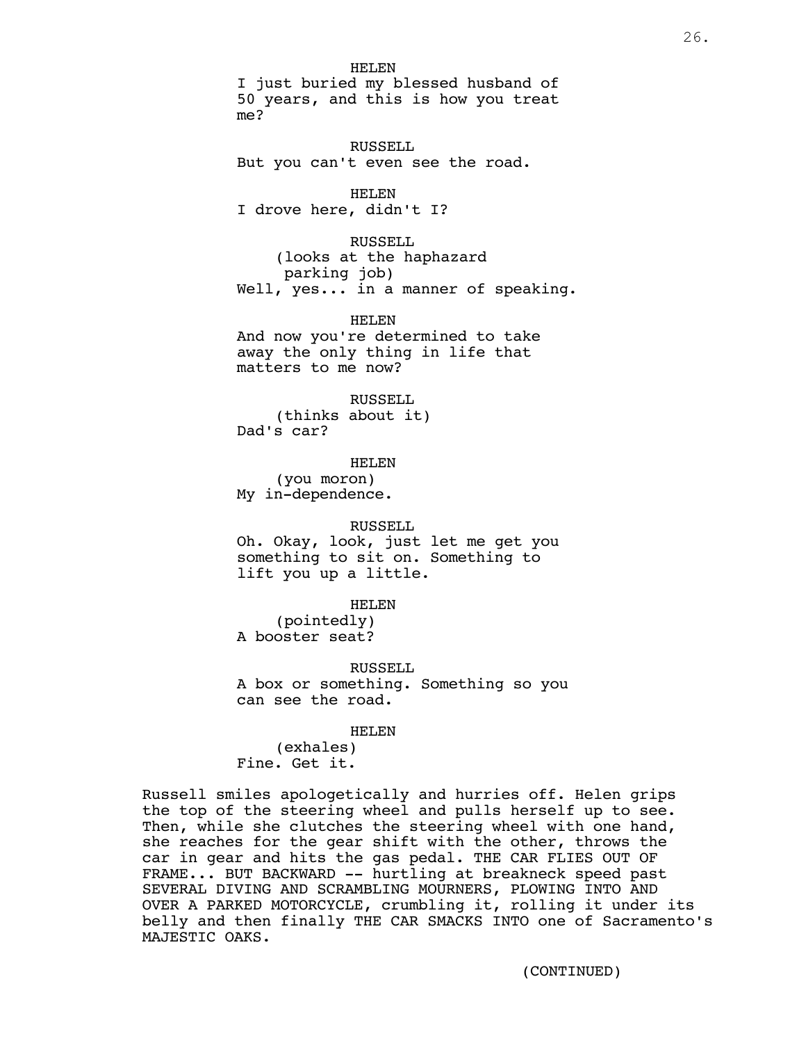HELEN
I just buried my blessed husband of 50 years, and this is how you treat me?

RUSSELL
But you can't even see the road.

HELEN
I drove here, didn't I?

RUSSELL
(looks at the haphazard parking job)
Well, yes... in a manner of speaking.

HELEN
And now you're determined to take away the only thing in life that matters to me now?

RUSSELL
(thinks about it)
Dad's car?

HELEN
(you moron)
My in-dependence.

RUSSELL
Oh. Okay, look, just let me get you something to sit on. Something to lift you up a little.

HELEN
(pointedly)
A booster seat?

RUSSELL
A box or something. Something so you can see the road.

HELEN
(exhales)
Fine. Get it.

Russell smiles apologetically and hurries off. Helen grips the top of the steering wheel and pulls herself up to see. Then, while she clutches the steering wheel with one hand, she reaches for the gear shift with the other, throws the car in gear and hits the gas pedal. THE CAR FLIES OUT OF FRAME... BUT BACKWARD -- hurtling at breakneck speed past SEVERAL DIVING AND SCRAMBLING MOURNERS, PLOWING INTO AND OVER A PARKED MOTORCYCLE, crumbling it, rolling it under its belly and then finally THE CAR SMACKS INTO one of Sacramento's MAJESTIC OAKS.

(CONTINUED)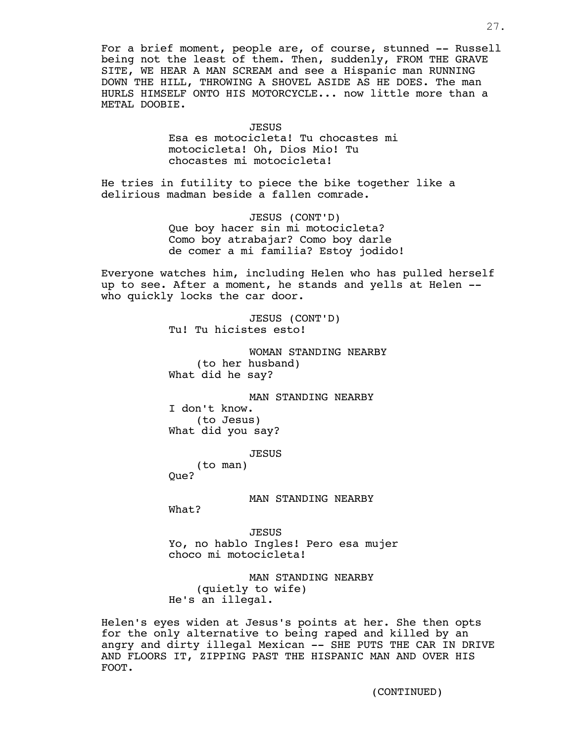For a brief moment, people are, of course, stunned -- Russell being not the least of them. Then, suddenly, FROM THE GRAVE SITE, WE HEAR A MAN SCREAM and see a Hispanic man RUNNING DOWN THE HILL, THROWING A SHOVEL ASIDE AS HE DOES. The man HURLS HIMSELF ONTO HIS MOTORCYCLE... now little more than a METAL DOOBIE.

JESUS
Esa es motocicleta! Tu chocastes mi motocicleta! Oh, Dios Mio! Tu chocastes mi motocicleta!

He tries in futility to piece the bike together like a delirious madman beside a fallen comrade.

JESUS (CONT'D)
Que boy hacer sin mi motocicleta? Como boy atrabajar? Como boy darle de comer a mi familia? Estoy jodido!

Everyone watches him, including Helen who has pulled herself up to see. After a moment, he stands and yells at Helen -- who quickly locks the car door.

JESUS (CONT'D)
Tu! Tu hicistes esto!

WOMAN STANDING NEARBY
(to her husband)
What did he say?

MAN STANDING NEARBY
I don't know.
(to Jesus)
What did you say?

JESUS
(to man)
Que?

MAN STANDING NEARBY
What?

JESUS
Yo, no hablo Ingles! Pero esa mujer choco mi motocicleta!

MAN STANDING NEARBY
(quietly to wife)
He's an illegal.

Helen's eyes widen at Jesus's points at her. She then opts for the only alternative to being raped and killed by an angry and dirty illegal Mexican -- SHE PUTS THE CAR IN DRIVE AND FLOORS IT, ZIPPING PAST THE HISPANIC MAN AND OVER HIS FOOT.

(CONTINUED)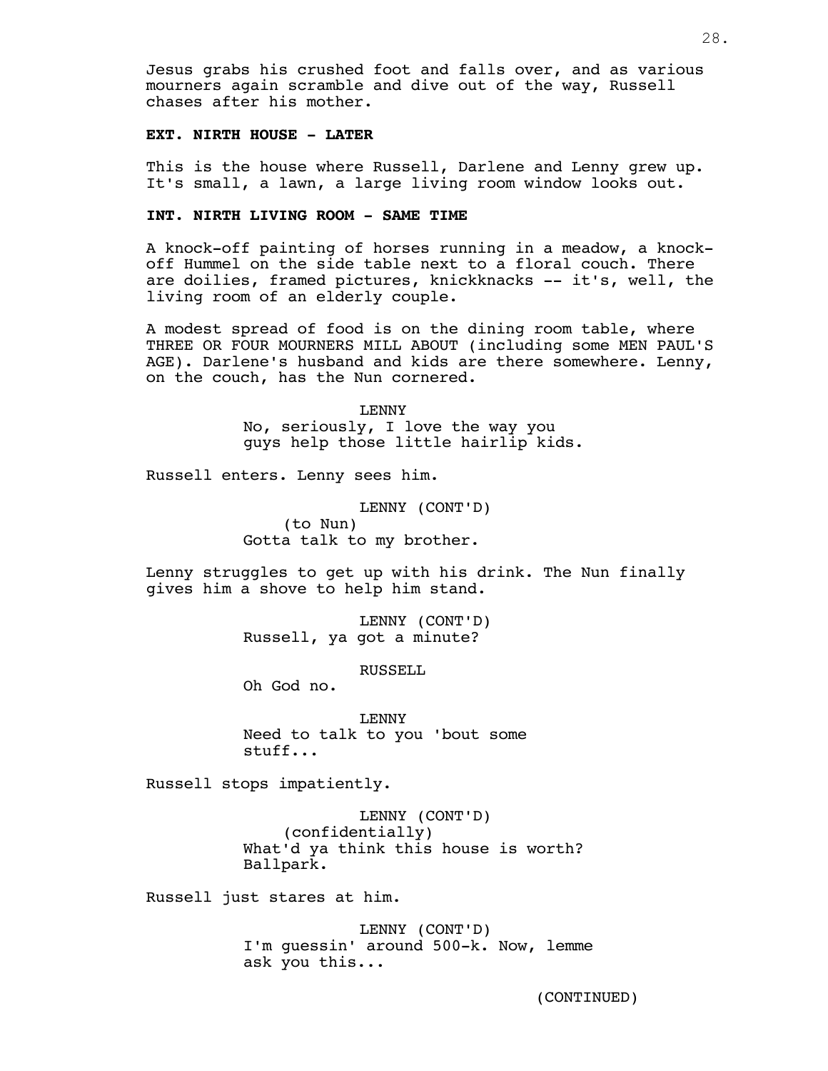Jesus grabs his crushed foot and falls over, and as various mourners again scramble and dive out of the way, Russell chases after his mother.

**EXT. NIRTH HOUSE - LATER**

This is the house where Russell, Darlene and Lenny grew up. It's small, a lawn, a large living room window looks out.

**INT. NIRTH LIVING ROOM - SAME TIME**

A knock-off painting of horses running in a meadow, a knock-off Hummel on the side table next to a floral couch. There are doilies, framed pictures, knickknacks -- it's, well, the living room of an elderly couple.

A modest spread of food is on the dining room table, where THREE OR FOUR MOURNERS MILL ABOUT (including some MEN PAUL'S AGE). Darlene's husband and kids are there somewhere. Lenny, on the couch, has the Nun cornered.

LENNY
No, seriously, I love the way you guys help those little hairlip kids.

Russell enters. Lenny sees him.

LENNY (CONT'D)
(to Nun)
Gotta talk to my brother.

Lenny struggles to get up with his drink. The Nun finally gives him a shove to help him stand.

LENNY (CONT'D)
Russell, ya got a minute?

RUSSELL
Oh God no.

LENNY
Need to talk to you 'bout some stuff...

Russell stops impatiently.

LENNY (CONT'D)
(confidentially)
What'd ya think this house is worth? Ballpark.

Russell just stares at him.

LENNY (CONT'D)
I'm guessin' around 500-k. Now, lemme ask you this...

(CONTINUED)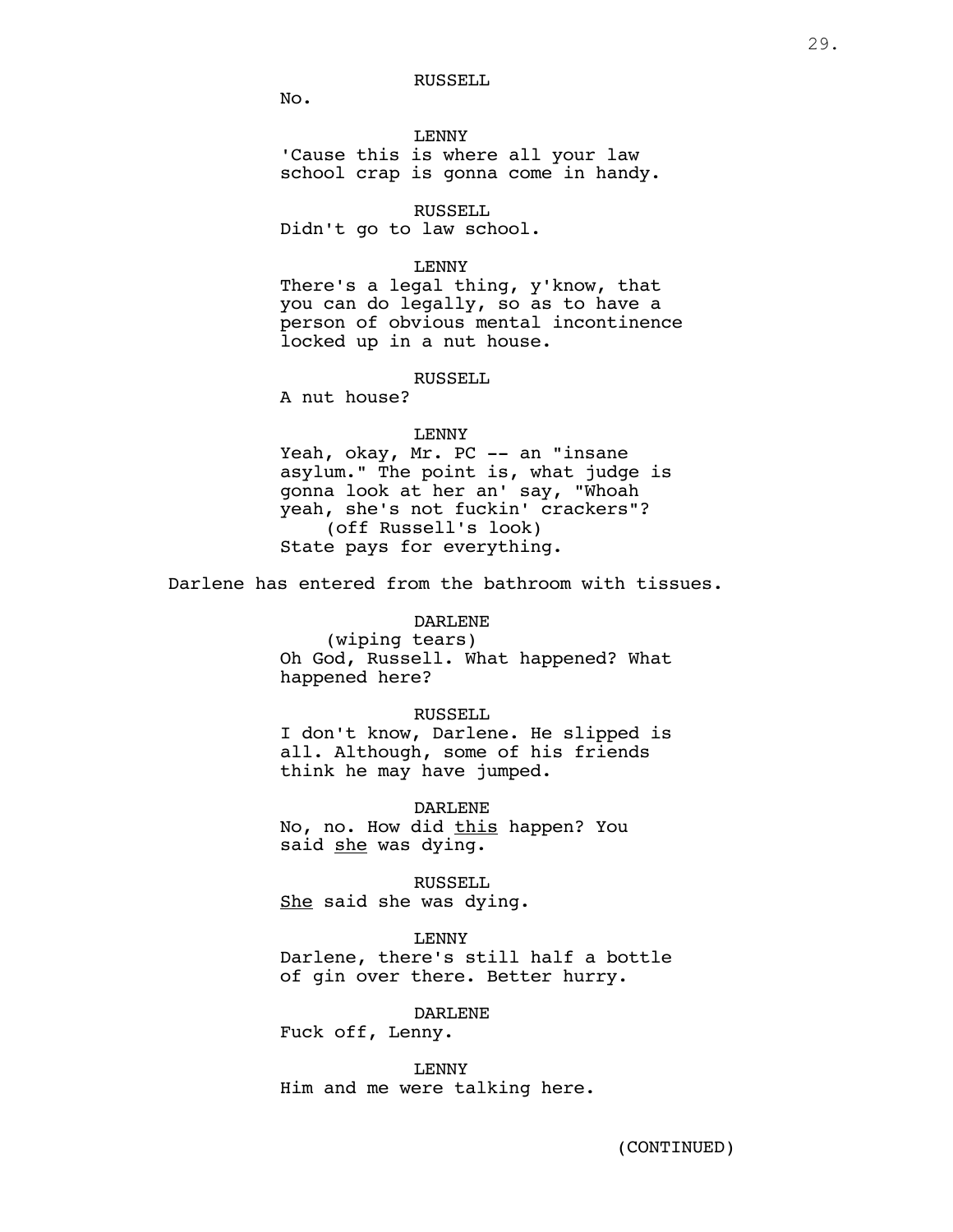RUSSELL

No.

LENNY

'Cause this is where all your law school crap is gonna come in handy.

RUSSELL

Didn't go to law school.

LENNY

There's a legal thing, y'know, that you can do legally, so as to have a person of obvious mental incontinence locked up in a nut house.

RUSSELL

A nut house?

LENNY

Yeah, okay, Mr. PC -- an "insane asylum." The point is, what judge is gonna look at her an' say, "Whoah yeah, she's not fuckin' crackers"?
(off Russell's look)
State pays for everything.

Darlene has entered from the bathroom with tissues.

DARLENE

(wiping tears)
Oh God, Russell. What happened? What happened here?

RUSSELL

I don't know, Darlene. He slipped is all. Although, some of his friends think he may have jumped.

DARLENE

No, no. How did <u>this</u> happen? You said <u>she</u> was dying.

RUSSELL

<u>She</u> said she was dying.

LENNY

Darlene, there's still half a bottle of gin over there. Better hurry.

DARLENE

Fuck off, Lenny.

LENNY

Him and me were talking here.

(CONTINUED)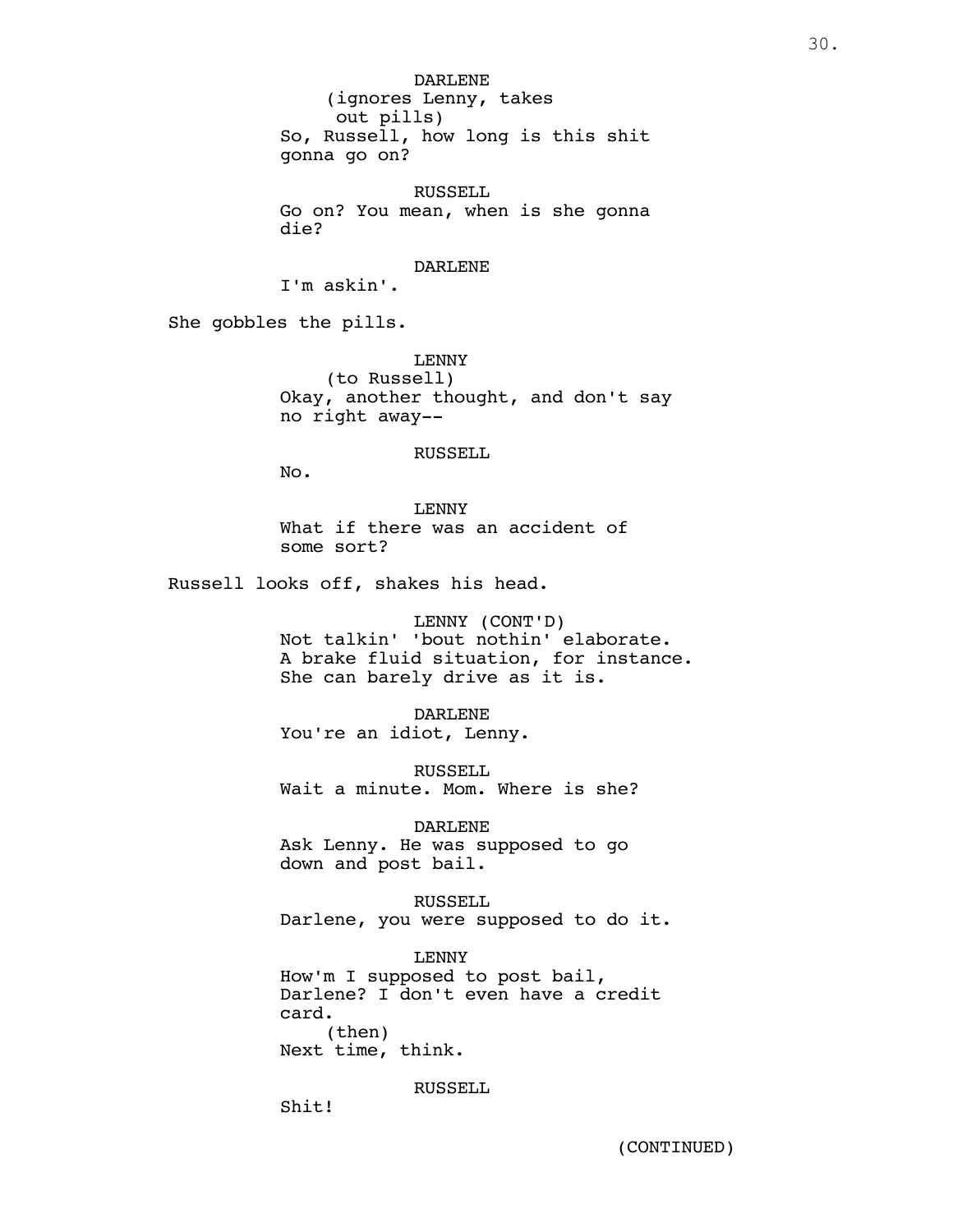DARLENE
(ignores Lenny, takes out pills)
So, Russell, how long is this shit gonna go on?

RUSSELL
Go on? You mean, when is she gonna die?

DARLENE
I'm askin'.

She gobbles the pills.

LENNY
(to Russell)
Okay, another thought, and don't say no right away--

RUSSELL
No.

LENNY
What if there was an accident of some sort?

Russell looks off, shakes his head.

LENNY (CONT'D)
Not talkin' 'bout nothin' elaborate. A brake fluid situation, for instance. She can barely drive as it is.

DARLENE
You're an idiot, Lenny.

RUSSELL
Wait a minute. Mom. Where is she?

DARLENE
Ask Lenny. He was supposed to go down and post bail.

RUSSELL
Darlene, you were supposed to do it.

LENNY
How'm I supposed to post bail, Darlene? I don't even have a credit card.
(then)
Next time, think.

RUSSELL
Shit!

(CONTINUED)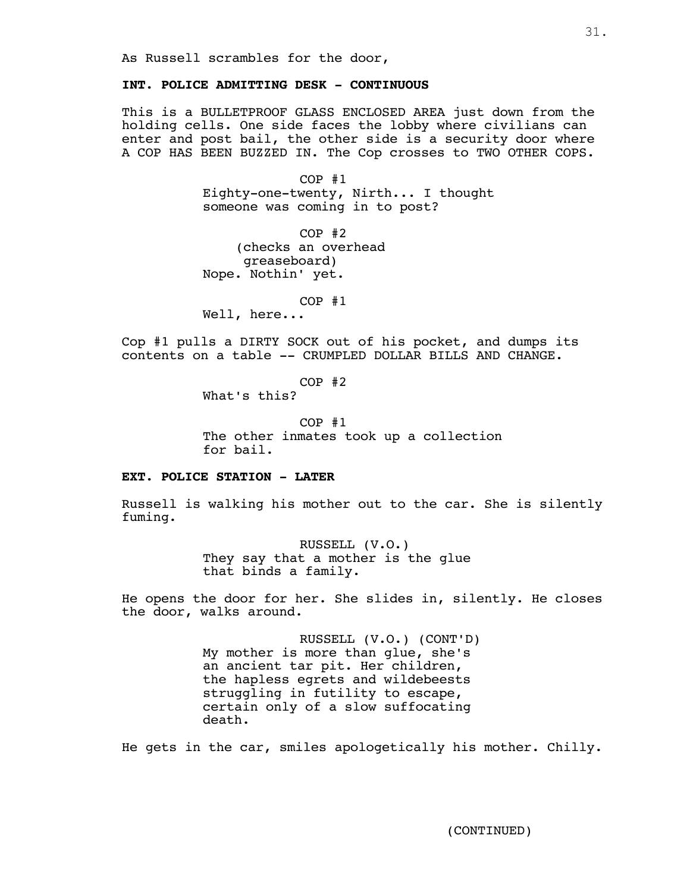As Russell scrambles for the door,

**INT. POLICE ADMITTING DESK - CONTINUOUS**

This is a BULLETPROOF GLASS ENCLOSED AREA just down from the holding cells. One side faces the lobby where civilians can enter and post bail, the other side is a security door where A COP HAS BEEN BUZZED IN. The Cop crosses to TWO OTHER COPS.

COP #1

Eighty-one-twenty, Nirth... I thought someone was coming in to post?

COP #2

(checks an overhead greaseboard)

Nope. Nothin' yet.

COP #1

Well, here...

Cop #1 pulls a DIRTY SOCK out of his pocket, and dumps its contents on a table -- CRUMPLED DOLLAR BILLS AND CHANGE.

COP #2

What's this?

COP #1

The other inmates took up a collection for bail.

**EXT. POLICE STATION - LATER**

Russell is walking his mother out to the car. She is silently fuming.

RUSSELL (V.O.)

They say that a mother is the glue that binds a family.

He opens the door for her. She slides in, silently. He closes the door, walks around.

RUSSELL (V.O.) (CONT'D)

My mother is more than glue, she's an ancient tar pit. Her children, the hapless egrets and wildebeests struggling in futility to escape, certain only of a slow suffocating death.

He gets in the car, smiles apologetically his mother. Chilly.

(CONTINUED)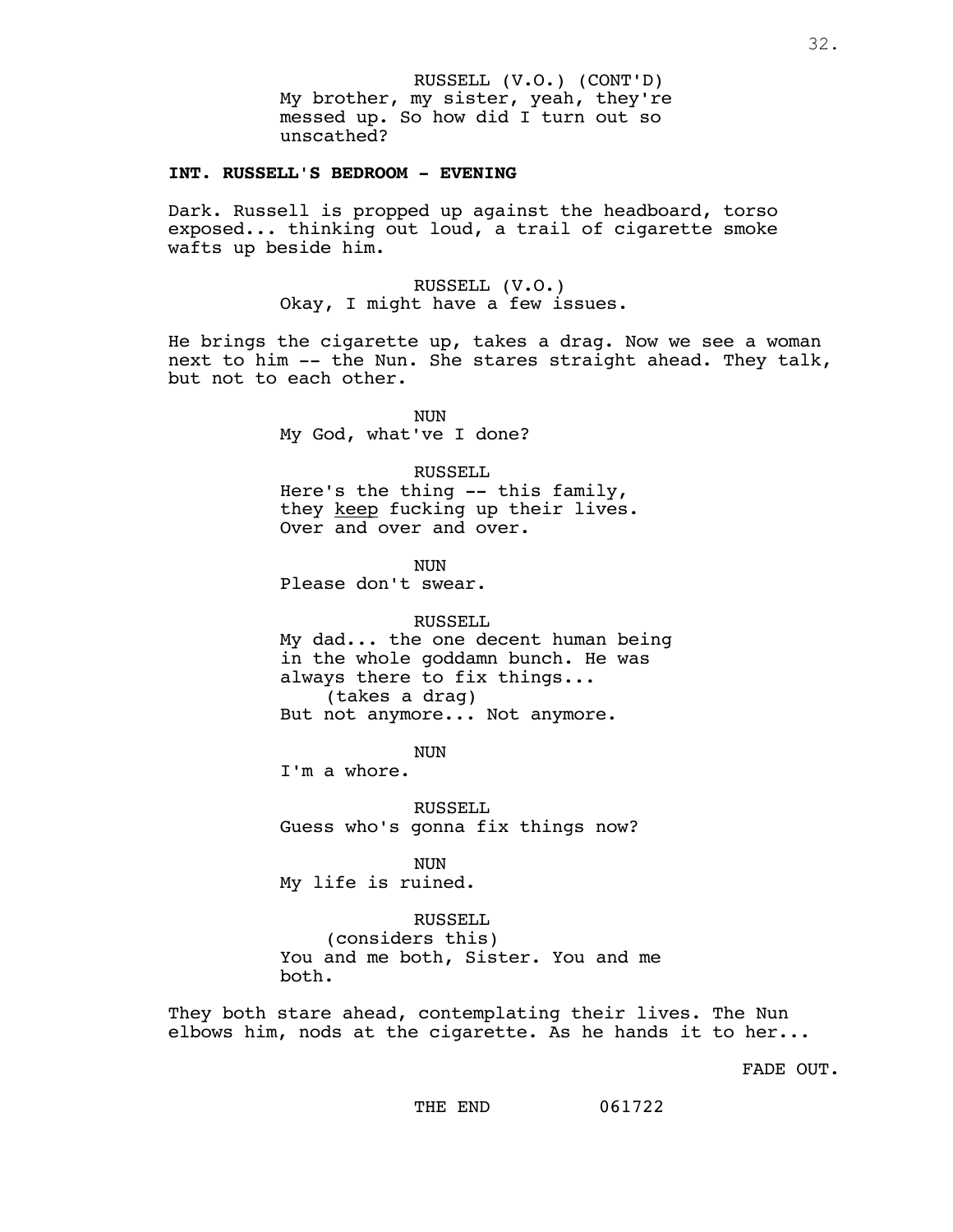RUSSELL (V.O.) (CONT'D)
My brother, my sister, yeah, they're messed up. So how did I turn out so unscathed?

**INT. RUSSELL'S BEDROOM - EVENING**

Dark. Russell is propped up against the headboard, torso exposed... thinking out loud, a trail of cigarette smoke wafts up beside him.

RUSSELL (V.O.)
Okay, I might have a few issues.

He brings the cigarette up, takes a drag. Now we see a woman next to him -- the Nun. She stares straight ahead. They talk, but not to each other.

NUN
My God, what've I done?

RUSSELL
Here's the thing -- this family, they <u>keep</u> fucking up their lives. Over and over and over.

NUN
Please don't swear.

RUSSELL
My dad... the one decent human being in the whole goddamn bunch. He was always there to fix things...
(takes a drag)
But not anymore... Not anymore.

NUN
I'm a whore.

RUSSELL
Guess who's gonna fix things now?

NUN
My life is ruined.

RUSSELL
(considers this)
You and me both, Sister. You and me both.

They both stare ahead, contemplating their lives. The Nun elbows him, nods at the cigarette. As he hands it to her...

FADE OUT.

THE END 061722